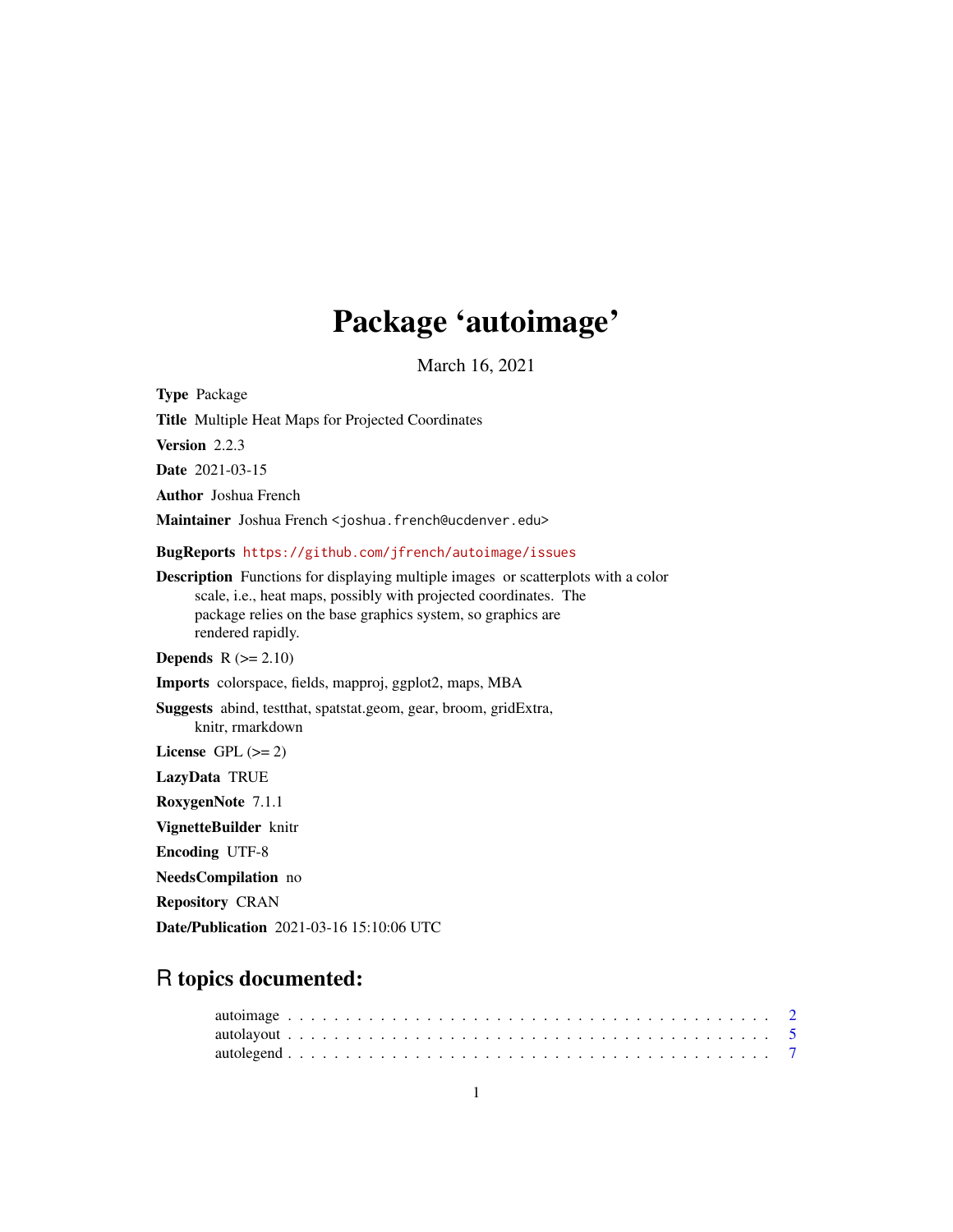# Package 'autoimage'

March 16, 2021

**Type** Package

**Title** Multiple Heat Maps for Projected Coordinates

**Version** 2.2.3

**Date** 2021-03-15

**Author** Joshua French

**Maintainer** Joshua French <joshua.french@ucdenver.edu>

**BugReports** https://github.com/jfrench/autoimage/issues

**Description** Functions for displaying multiple images or scatterplots with a color scale, i.e., heat maps, possibly with projected coordinates. The package relies on the base graphics system, so graphics are rendered rapidly.

**Depends** R (>= 2.10)

**Imports** colorspace, fields, mapproj, ggplot2, maps, MBA

**Suggests** abind, testthat, spatstat.geom, gear, broom, gridExtra, knitr, rmarkdown

**License** GPL (>= 2)

**LazyData** TRUE

**RoxygenNote** 7.1.1

**VignetteBuilder** knitr

**Encoding** UTF-8

**NeedsCompilation** no

**Repository** CRAN

**Date/Publication** 2021-03-16 15:10:06 UTC

## R topics documented:

autoimage . . . . . . . . . . . . . . . . . . . . . . . . . . . . . . . . . . . . . . . 2
autolayout . . . . . . . . . . . . . . . . . . . . . . . . . . . . . . . . . . . . . . . 5
autolegend . . . . . . . . . . . . . . . . . . . . . . . . . . . . . . . . . . . . . . . 7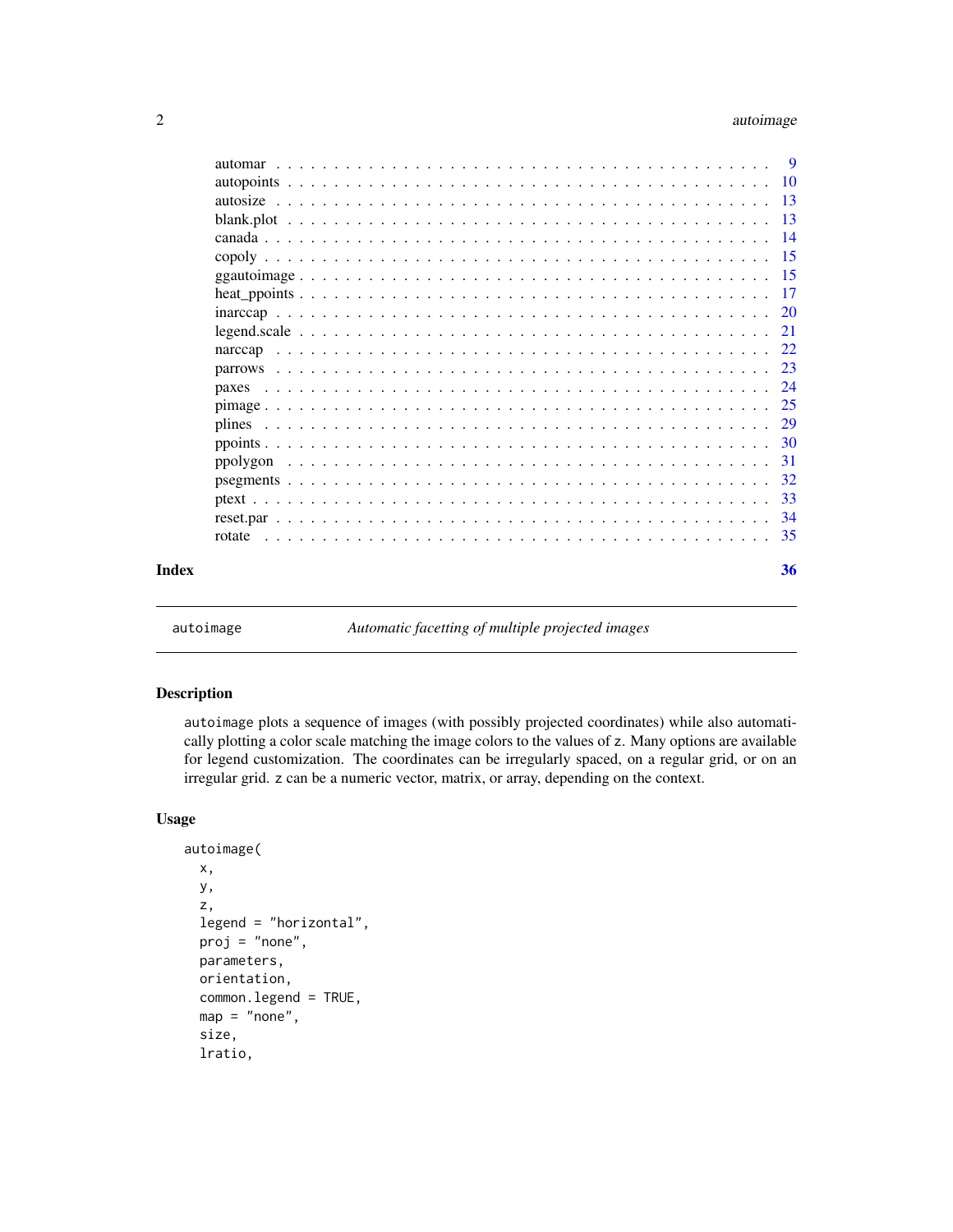| | |
|---|---|
| automar | 9 |
| autopoints | 10 |
| autosize | 13 |
| blank.plot | 13 |
| canada | 14 |
| copoly | 15 |
| ggautoimage | 15 |
| heat_ppoints | 17 |
| inarccap | 20 |
| legend.scale | 21 |
| narccap | 22 |
| parrows | 23 |
| paxes | 24 |
| pimage | 25 |
| plines | 29 |
| ppoints | 30 |
| ppolygon | 31 |
| psegments | 32 |
| ptext | 33 |
| reset.par | 34 |
| rotate | 35 |

**Index** **36**

---

`autoimage` *Automatic facetting of multiple projected images*

---

## Description

`autoimage` plots a sequence of images (with possibly projected coordinates) while also automatically plotting a color scale matching the image colors to the values of `z`. Many options are available for legend customization. The coordinates can be irregularly spaced, on a regular grid, or on an irregular grid. `z` can be a numeric vector, matrix, or array, depending on the context.

## Usage

```
autoimage(
  x,
  y,
  z,
  legend = "horizontal",
  proj = "none",
  parameters,
  orientation,
  common.legend = TRUE,
  map = "none",
  size,
  lratio,
```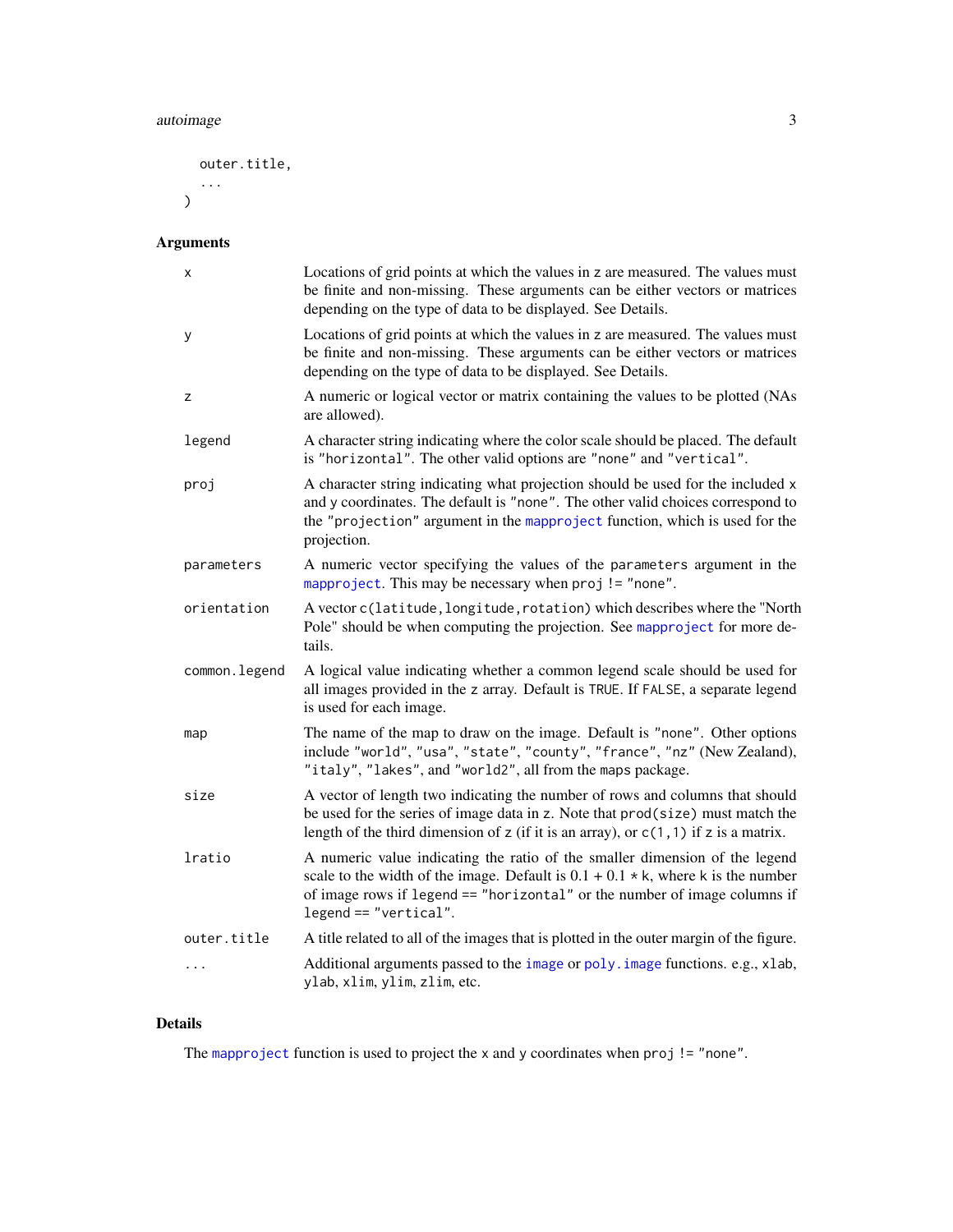```
  outer.title,
  ...
)
```

## Arguments

| | |
|---|---|
| x | Locations of grid points at which the values in z are measured. The values must be finite and non-missing. These arguments can be either vectors or matrices depending on the type of data to be displayed. See Details. |
| y | Locations of grid points at which the values in z are measured. The values must be finite and non-missing. These arguments can be either vectors or matrices depending on the type of data to be displayed. See Details. |
| z | A numeric or logical vector or matrix containing the values to be plotted (NAs are allowed). |
| legend | A character string indicating where the color scale should be placed. The default is "horizontal". The other valid options are "none" and "vertical". |
| proj | A character string indicating what projection should be used for the included x and y coordinates. The default is "none". The other valid choices correspond to the "projection" argument in the mapproject function, which is used for the projection. |
| parameters | A numeric vector specifying the values of the parameters argument in the mapproject. This may be necessary when proj != "none". |
| orientation | A vector c(latitude,longitude,rotation) which describes where the "North Pole" should be when computing the projection. See mapproject for more details. |
| common.legend | A logical value indicating whether a common legend scale should be used for all images provided in the z array. Default is TRUE. If FALSE, a separate legend is used for each image. |
| map | The name of the map to draw on the image. Default is "none". Other options include "world", "usa", "state", "county", "france", "nz" (New Zealand), "italy", "lakes", and "world2", all from the maps package. |
| size | A vector of length two indicating the number of rows and columns that should be used for the series of image data in z. Note that prod(size) must match the length of the third dimension of z (if it is an array), or c(1,1) if z is a matrix. |
| lratio | A numeric value indicating the ratio of the smaller dimension of the legend scale to the width of the image. Default is 0.1 + 0.1 * k, where k is the number of image rows if legend == "horizontal" or the number of image columns if legend == "vertical". |
| outer.title | A title related to all of the images that is plotted in the outer margin of the figure. |
| ... | Additional arguments passed to the image or poly.image functions. e.g., xlab, ylab, xlim, ylim, zlim, etc. |

## Details

The mapproject function is used to project the x and y coordinates when proj != "none".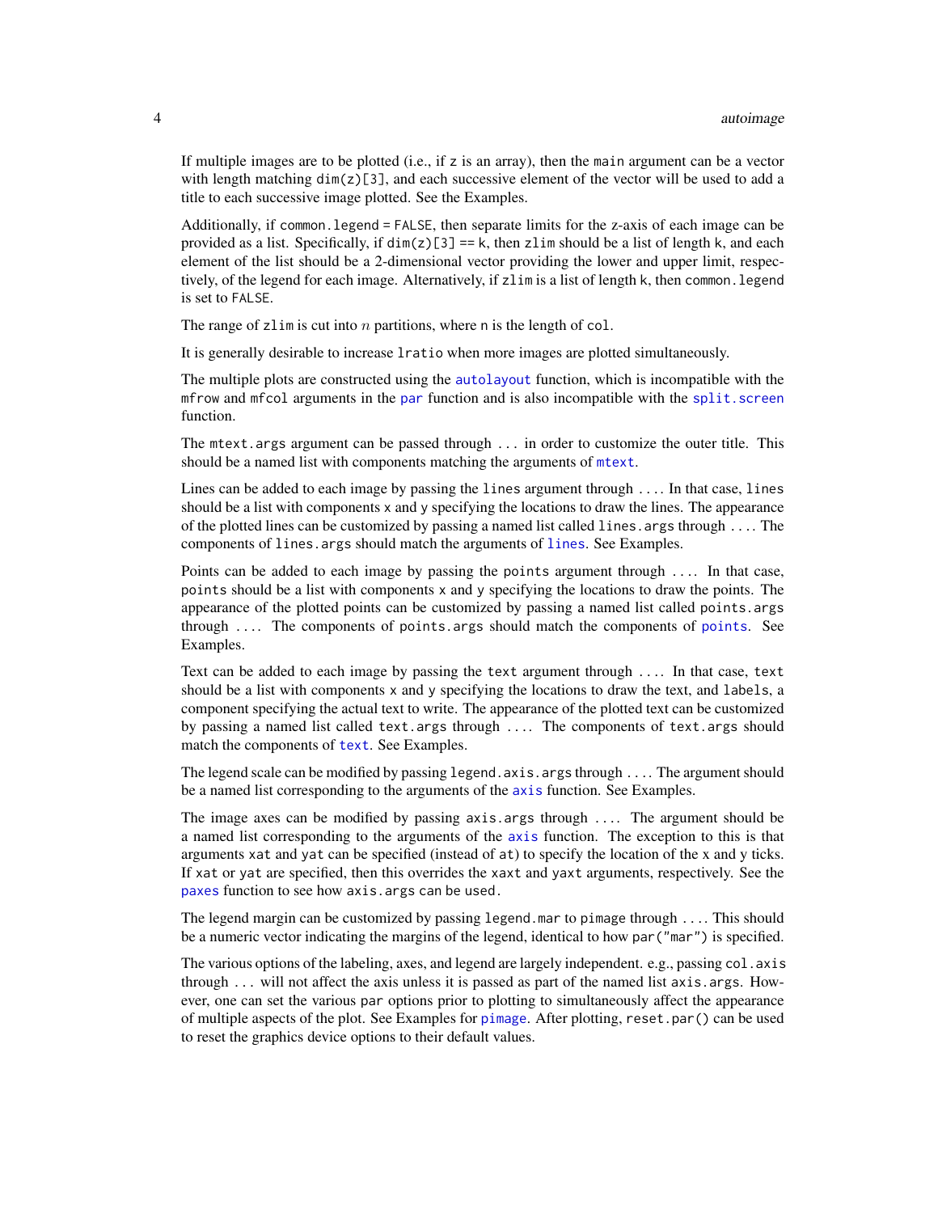If multiple images are to be plotted (i.e., if `z` is an array), then the `main` argument can be a vector with length matching `dim(z)[3]`, and each successive element of the vector will be used to add a title to each successive image plotted. See the Examples.

Additionally, if `common.legend = FALSE`, then separate limits for the z-axis of each image can be provided as a list. Specifically, if `dim(z)[3] == k`, then `zlim` should be a list of length `k`, and each element of the list should be a 2-dimensional vector providing the lower and upper limit, respectively, of the legend for each image. Alternatively, if `zlim` is a list of length `k`, then `common.legend` is set to `FALSE`.

The range of `zlim` is cut into $n$ partitions, where `n` is the length of `col`.

It is generally desirable to increase `lratio` when more images are plotted simultaneously.

The multiple plots are constructed using the `autolayout` function, which is incompatible with the `mfrow` and `mfcol` arguments in the `par` function and is also incompatible with the `split.screen` function.

The `mtext.args` argument can be passed through `...` in order to customize the outer title. This should be a named list with components matching the arguments of `mtext`.

Lines can be added to each image by passing the `lines` argument through `...`. In that case, `lines` should be a list with components `x` and `y` specifying the locations to draw the lines. The appearance of the plotted lines can be customized by passing a named list called `lines.args` through `...`. The components of `lines.args` should match the arguments of `lines`. See Examples.

Points can be added to each image by passing the `points` argument through `...`. In that case, `points` should be a list with components `x` and `y` specifying the locations to draw the points. The appearance of the plotted points can be customized by passing a named list called `points.args` through `...`. The components of `points.args` should match the components of `points`. See Examples.

Text can be added to each image by passing the `text` argument through `...`. In that case, `text` should be a list with components `x` and `y` specifying the locations to draw the text, and `labels`, a component specifying the actual text to write. The appearance of the plotted text can be customized by passing a named list called `text.args` through `...`. The components of `text.args` should match the components of `text`. See Examples.

The legend scale can be modified by passing `legend.axis.args` through `...`. The argument should be a named list corresponding to the arguments of the `axis` function. See Examples.

The image axes can be modified by passing `axis.args` through `...`. The argument should be a named list corresponding to the arguments of the `axis` function. The exception to this is that arguments `xat` and `yat` can be specified (instead of `at`) to specify the location of the x and y ticks. If `xat` or `yat` are specified, then this overrides the `xaxt` and `yaxt` arguments, respectively. See the `paxes` function to see how `axis.args` can be used.

The legend margin can be customized by passing `legend.mar` to `pimage` through `...`. This should be a numeric vector indicating the margins of the legend, identical to how `par("mar")` is specified.

The various options of the labeling, axes, and legend are largely independent. e.g., passing `col.axis` through `...` will not affect the axis unless it is passed as part of the named list `axis.args`. However, one can set the various `par` options prior to plotting to simultaneously affect the appearance of multiple aspects of the plot. See Examples for `pimage`. After plotting, `reset.par()` can be used to reset the graphics device options to their default values.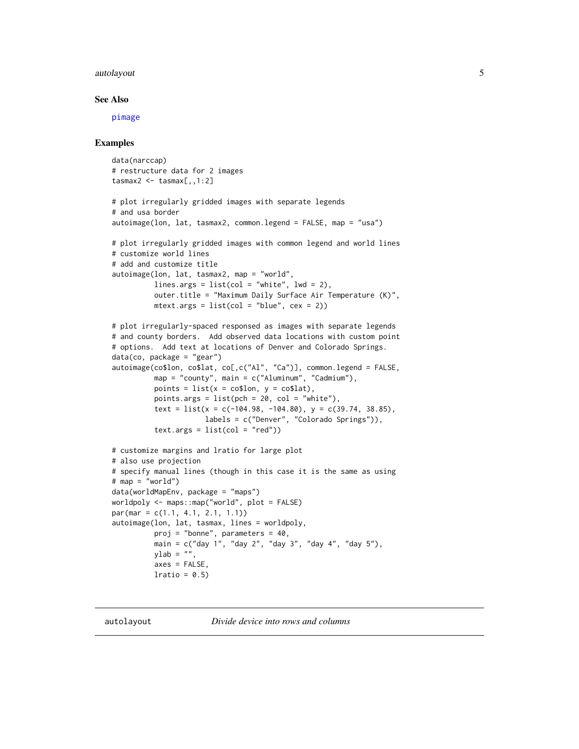### See Also

pimage

### Examples

```
data(narccap)
# restructure data for 2 images
tasmax2 <- tasmax[,,1:2]

# plot irregularly gridded images with separate legends
# and usa border
autoimage(lon, lat, tasmax2, common.legend = FALSE, map = "usa")

# plot irregularly gridded images with common legend and world lines
# customize world lines
# add and customize title
autoimage(lon, lat, tasmax2, map = "world",
          lines.args = list(col = "white", lwd = 2),
          outer.title = "Maximum Daily Surface Air Temperature (K)",
          mtext.args = list(col = "blue", cex = 2))

# plot irregularly-spaced responsed as images with separate legends
# and county borders.  Add observed data locations with custom point
# options.  Add text at locations of Denver and Colorado Springs.
data(co, package = "gear")
autoimage(co$lon, co$lat, co[,c("Al", "Ca")], common.legend = FALSE,
          map = "county", main = c("Aluminum", "Cadmium"),
          points = list(x = co$lon, y = co$lat),
          points.args = list(pch = 20, col = "white"),
          text = list(x = c(-104.98, -104.80), y = c(39.74, 38.85),
                      labels = c("Denver", "Colorado Springs")),
          text.args = list(col = "red"))

# customize margins and lratio for large plot
# also use projection
# specify manual lines (though in this case it is the same as using
# map = "world")
data(worldMapEnv, package = "maps")
worldpoly <- maps::map("world", plot = FALSE)
par(mar = c(1.1, 4.1, 2.1, 1.1))
autoimage(lon, lat, tasmax, lines = worldpoly,
          proj = "bonne", parameters = 40,
          main = c("day 1", "day 2", "day 3", "day 4", "day 5"),
          ylab = "",
          axes = FALSE,
          lratio = 0.5)
```

---

## autolayout *Divide device into rows and columns*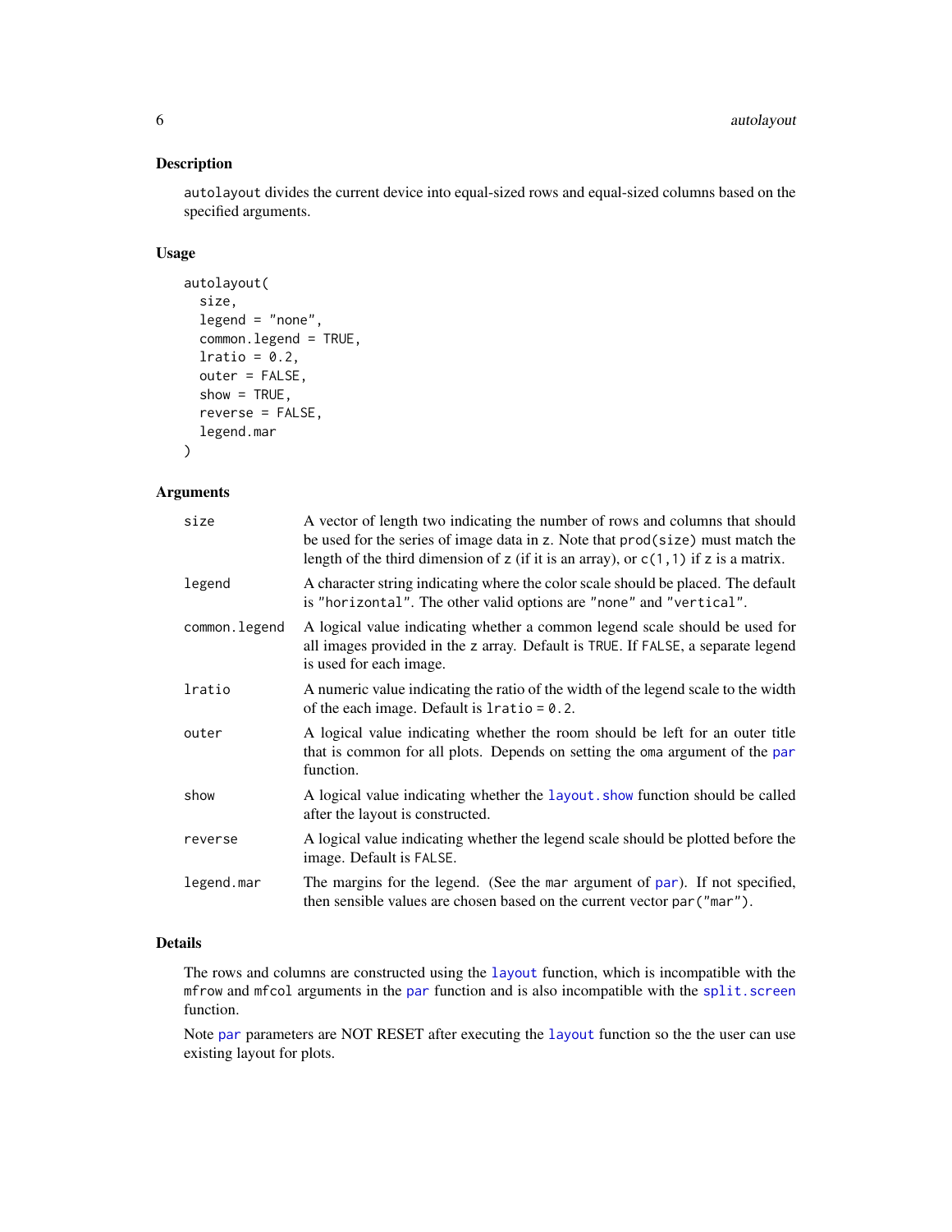## Description

`autolayout` divides the current device into equal-sized rows and equal-sized columns based on the specified arguments.

## Usage

```
autolayout(
  size,
  legend = "none",
  common.legend = TRUE,
  lratio = 0.2,
  outer = FALSE,
  show = TRUE,
  reverse = FALSE,
  legend.mar
)
```

## Arguments

| | |
|---|---|
| `size` | A vector of length two indicating the number of rows and columns that should be used for the series of image data in `z`. Note that `prod(size)` must match the length of the third dimension of `z` (if it is an array), or `c(1,1)` if `z` is a matrix. |
| `legend` | A character string indicating where the color scale should be placed. The default is `"horizontal"`. The other valid options are `"none"` and `"vertical"`. |
| `common.legend` | A logical value indicating whether a common legend scale should be used for all images provided in the `z` array. Default is `TRUE`. If `FALSE`, a separate legend is used for each image. |
| `lratio` | A numeric value indicating the ratio of the width of the legend scale to the width of the each image. Default is `lratio = 0.2`. |
| `outer` | A logical value indicating whether the room should be left for an outer title that is common for all plots. Depends on setting the `oma` argument of the `par` function. |
| `show` | A logical value indicating whether the `layout.show` function should be called after the layout is constructed. |
| `reverse` | A logical value indicating whether the legend scale should be plotted before the image. Default is `FALSE`. |
| `legend.mar` | The margins for the legend. (See the `mar` argument of `par`). If not specified, then sensible values are chosen based on the current vector `par("mar")`. |

## Details

The rows and columns are constructed using the `layout` function, which is incompatible with the `mfrow` and `mfcol` arguments in the `par` function and is also incompatible with the `split.screen` function.

Note `par` parameters are NOT RESET after executing the `layout` function so the the user can use existing layout for plots.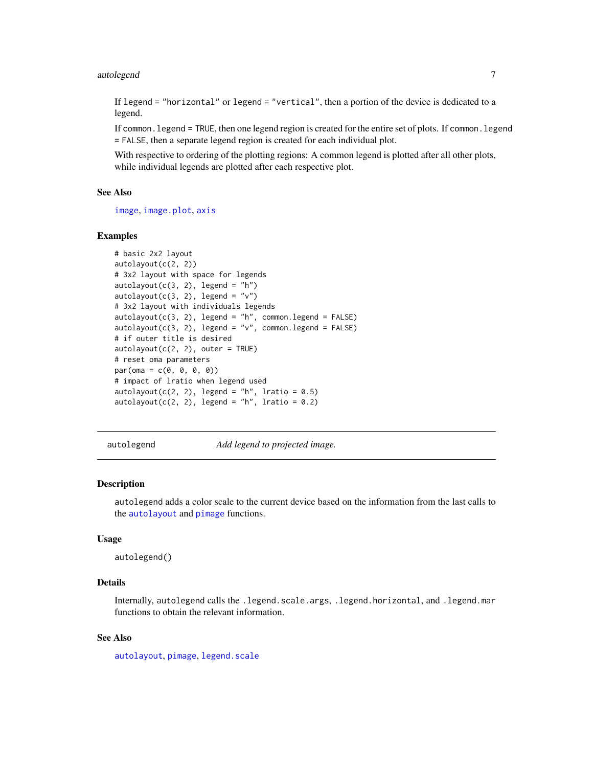If legend = "horizontal" or legend = "vertical", then a portion of the device is dedicated to a legend.

If common.legend = TRUE, then one legend region is created for the entire set of plots. If common.legend = FALSE, then a separate legend region is created for each individual plot.

With respective to ordering of the plotting regions: A common legend is plotted after all other plots, while individual legends are plotted after each respective plot.

### See Also

image, image.plot, axis

### Examples

```
# basic 2x2 layout
autolayout(c(2, 2))
# 3x2 layout with space for legends
autolayout(c(3, 2), legend = "h")
autolayout(c(3, 2), legend = "v")
# 3x2 layout with individuals legends
autolayout(c(3, 2), legend = "h", common.legend = FALSE)
autolayout(c(3, 2), legend = "v", common.legend = FALSE)
# if outer title is desired
autolayout(c(2, 2), outer = TRUE)
# reset oma parameters
par(oma = c(0, 0, 0, 0))
# impact of lratio when legend used
autolayout(c(2, 2), legend = "h", lratio = 0.5)
autolayout(c(2, 2), legend = "h", lratio = 0.2)
```

---

## autolegend &nbsp;&nbsp;&nbsp;&nbsp; *Add legend to projected image.*

---

### Description

autolegend adds a color scale to the current device based on the information from the last calls to the autolayout and pimage functions.

### Usage

```
autolegend()
```

### Details

Internally, autolegend calls the .legend.scale.args, .legend.horizontal, and .legend.mar functions to obtain the relevant information.

### See Also

autolayout, pimage, legend.scale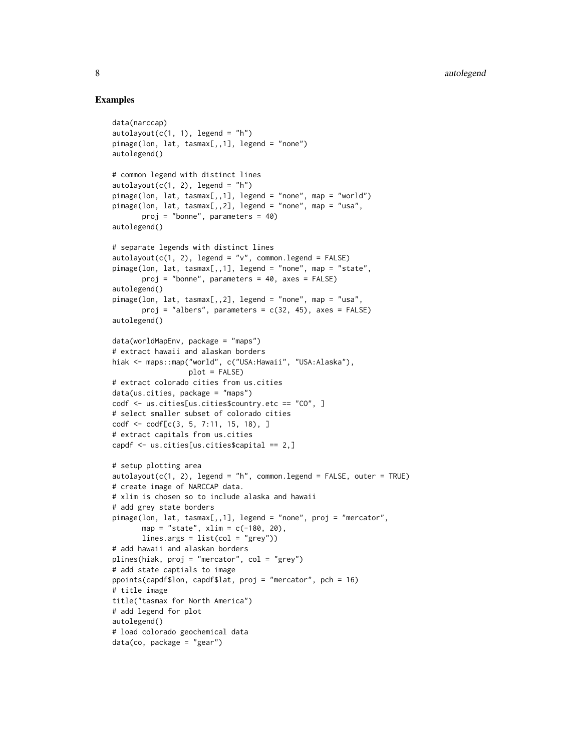## Examples

```
data(narccap)
autolayout(c(1, 1), legend = "h")
pimage(lon, lat, tasmax[,,1], legend = "none")
autolegend()

# common legend with distinct lines
autolayout(c(1, 2), legend = "h")
pimage(lon, lat, tasmax[,,1], legend = "none", map = "world")
pimage(lon, lat, tasmax[,,2], legend = "none", map = "usa",
       proj = "bonne", parameters = 40)
autolegend()

# separate legends with distinct lines
autolayout(c(1, 2), legend = "v", common.legend = FALSE)
pimage(lon, lat, tasmax[,,1], legend = "none", map = "state",
       proj = "bonne", parameters = 40, axes = FALSE)
autolegend()
pimage(lon, lat, tasmax[,,2], legend = "none", map = "usa",
       proj = "albers", parameters = c(32, 45), axes = FALSE)
autolegend()

data(worldMapEnv, package = "maps")
# extract hawaii and alaskan borders
hiak <- maps::map("world", c("USA:Hawaii", "USA:Alaska"),
                  plot = FALSE)
# extract colorado cities from us.cities
data(us.cities, package = "maps")
codf <- us.cities[us.cities$country.etc == "CO", ]
# select smaller subset of colorado cities
codf <- codf[c(3, 5, 7:11, 15, 18), ]
# extract capitals from us.cities
capdf <- us.cities[us.cities$capital == 2,]

# setup plotting area
autolayout(c(1, 2), legend = "h", common.legend = FALSE, outer = TRUE)
# create image of NARCCAP data.
# xlim is chosen so to include alaska and hawaii
# add grey state borders
pimage(lon, lat, tasmax[,,1], legend = "none", proj = "mercator",
       map = "state", xlim = c(-180, 20),
       lines.args = list(col = "grey"))
# add hawaii and alaskan borders
plines(hiak, proj = "mercator", col = "grey")
# add state captials to image
ppoints(capdf$lon, capdf$lat, proj = "mercator", pch = 16)
# title image
title("tasmax for North America")
# add legend for plot
autolegend()
# load colorado geochemical data
data(co, package = "gear")
```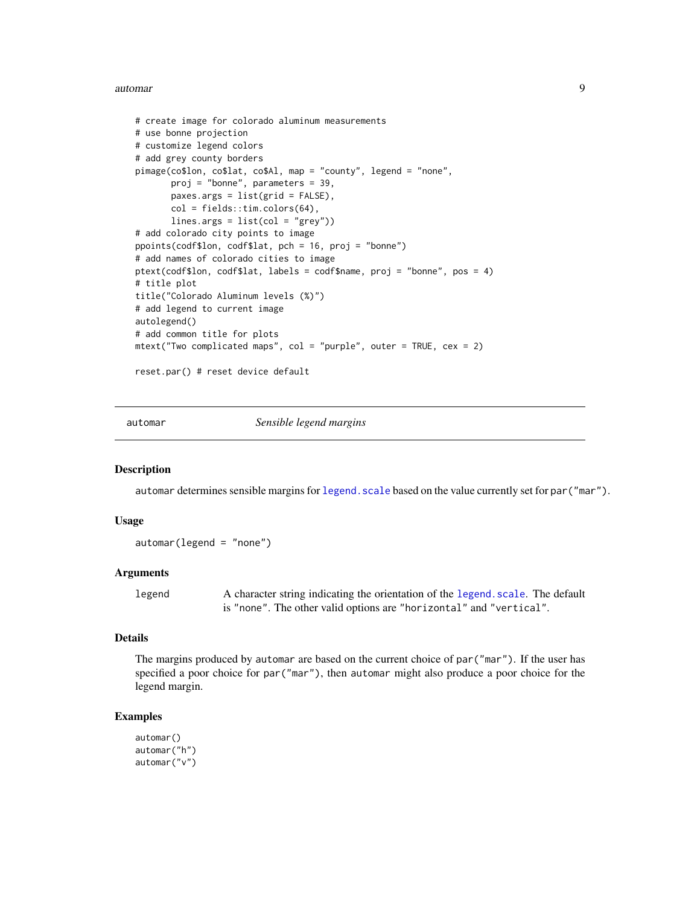```
# create image for colorado aluminum measurements
# use bonne projection
# customize legend colors
# add grey county borders
pimage(co$lon, co$lat, co$Al, map = "county", legend = "none",
       proj = "bonne", parameters = 39,
       paxes.args = list(grid = FALSE),
       col = fields::tim.colors(64),
       lines.args = list(col = "grey"))
# add colorado city points to image
ppoints(codf$lon, codf$lat, pch = 16, proj = "bonne")
# add names of colorado cities to image
ptext(codf$lon, codf$lat, labels = codf$name, proj = "bonne", pos = 4)
# title plot
title("Colorado Aluminum levels (%)")
# add legend to current image
autolegend()
# add common title for plots
mtext("Two complicated maps", col = "purple", outer = TRUE, cex = 2)

reset.par() # reset device default
```

## automar — *Sensible legend margins*

### Description

automar determines sensible margins for legend.scale based on the value currently set for par("mar").

### Usage

```
automar(legend = "none")
```

### Arguments

| | |
|---|---|
| legend | A character string indicating the orientation of the legend.scale. The default is "none". The other valid options are "horizontal" and "vertical". |

### Details

The margins produced by automar are based on the current choice of par("mar"). If the user has specified a poor choice for par("mar"), then automar might also produce a poor choice for the legend margin.

### Examples

```
automar()
automar("h")
automar("v")
```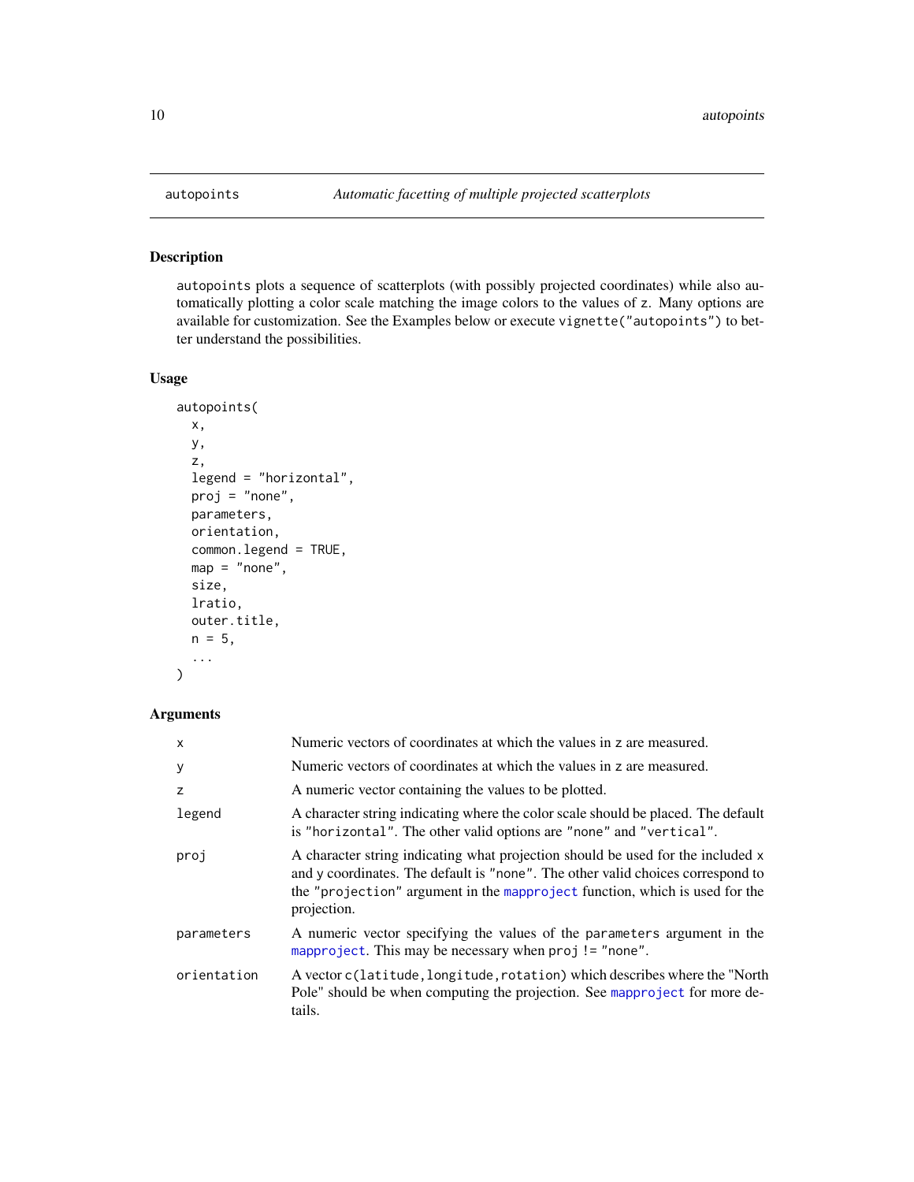autopoints *Automatic facetting of multiple projected scatterplots*

## Description

autopoints plots a sequence of scatterplots (with possibly projected coordinates) while also automatically plotting a color scale matching the image colors to the values of z. Many options are available for customization. See the Examples below or execute vignette("autopoints") to better understand the possibilities.

## Usage

```
autopoints(
  x,
  y,
  z,
  legend = "horizontal",
  proj = "none",
  parameters,
  orientation,
  common.legend = TRUE,
  map = "none",
  size,
  lratio,
  outer.title,
  n = 5,
  ...
)
```

## Arguments

| | |
|---|---|
| x | Numeric vectors of coordinates at which the values in z are measured. |
| y | Numeric vectors of coordinates at which the values in z are measured. |
| z | A numeric vector containing the values to be plotted. |
| legend | A character string indicating where the color scale should be placed. The default is "horizontal". The other valid options are "none" and "vertical". |
| proj | A character string indicating what projection should be used for the included x and y coordinates. The default is "none". The other valid choices correspond to the "projection" argument in the mapproject function, which is used for the projection. |
| parameters | A numeric vector specifying the values of the parameters argument in the mapproject. This may be necessary when proj != "none". |
| orientation | A vector c(latitude,longitude,rotation) which describes where the "North Pole" should be when computing the projection. See mapproject for more details. |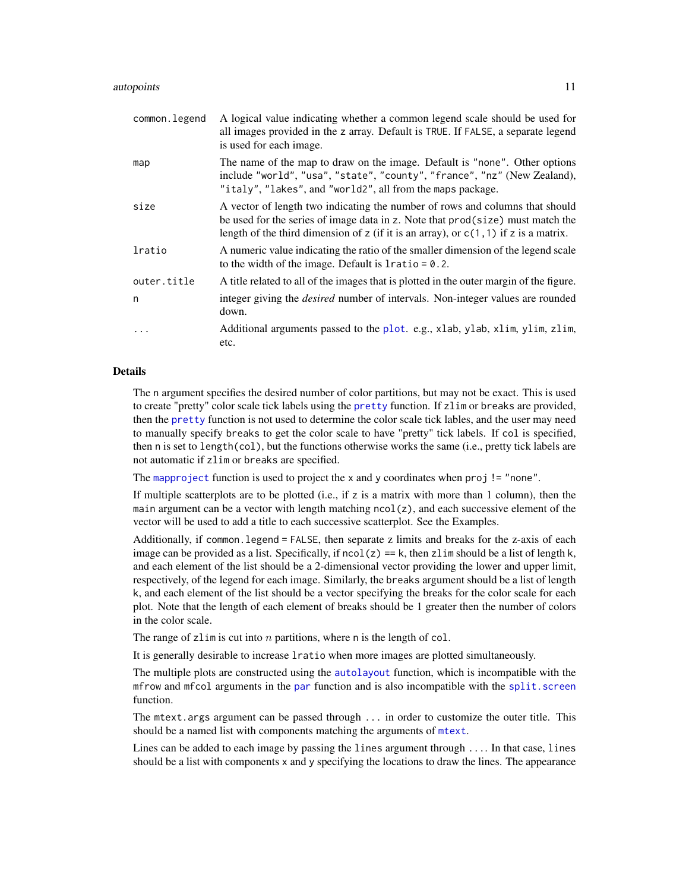| | |
|---|---|
| `common.legend` | A logical value indicating whether a common legend scale should be used for all images provided in the z array. Default is TRUE. If FALSE, a separate legend is used for each image. |
| `map` | The name of the map to draw on the image. Default is "none". Other options include "world", "usa", "state", "county", "france", "nz" (New Zealand), "italy", "lakes", and "world2", all from the maps package. |
| `size` | A vector of length two indicating the number of rows and columns that should be used for the series of image data in z. Note that prod(size) must match the length of the third dimension of z (if it is an array), or c(1,1) if z is a matrix. |
| `lratio` | A numeric value indicating the ratio of the smaller dimension of the legend scale to the width of the image. Default is lratio = 0.2. |
| `outer.title` | A title related to all of the images that is plotted in the outer margin of the figure. |
| `n` | integer giving the *desired* number of intervals. Non-integer values are rounded down. |
| `...` | Additional arguments passed to the plot. e.g., xlab, ylab, xlim, ylim, zlim, etc. |

## Details

The n argument specifies the desired number of color partitions, but may not be exact. This is used to create "pretty" color scale tick labels using the pretty function. If zlim or breaks are provided, then the pretty function is not used to determine the color scale tick lables, and the user may need to manually specify breaks to get the color scale to have "pretty" tick labels. If col is specified, then n is set to length(col), but the functions otherwise works the same (i.e., pretty tick labels are not automatic if zlim or breaks are specified.

The mapproject function is used to project the x and y coordinates when proj != "none".

If multiple scatterplots are to be plotted (i.e., if z is a matrix with more than 1 column), then the main argument can be a vector with length matching ncol(z), and each successive element of the vector will be used to add a title to each successive scatterplot. See the Examples.

Additionally, if common.legend = FALSE, then separate z limits and breaks for the z-axis of each image can be provided as a list. Specifically, if ncol(z) == k, then zlim should be a list of length k, and each element of the list should be a 2-dimensional vector providing the lower and upper limit, respectively, of the legend for each image. Similarly, the breaks argument should be a list of length k, and each element of the list should be a vector specifying the breaks for the color scale for each plot. Note that the length of each element of breaks should be 1 greater then the number of colors in the color scale.

The range of zlim is cut into $n$ partitions, where n is the length of col.

It is generally desirable to increase lratio when more images are plotted simultaneously.

The multiple plots are constructed using the autolayout function, which is incompatible with the mfrow and mfcol arguments in the par function and is also incompatible with the split.screen function.

The mtext.args argument can be passed through ... in order to customize the outer title. This should be a named list with components matching the arguments of mtext.

Lines can be added to each image by passing the lines argument through .... In that case, lines should be a list with components x and y specifying the locations to draw the lines. The appearance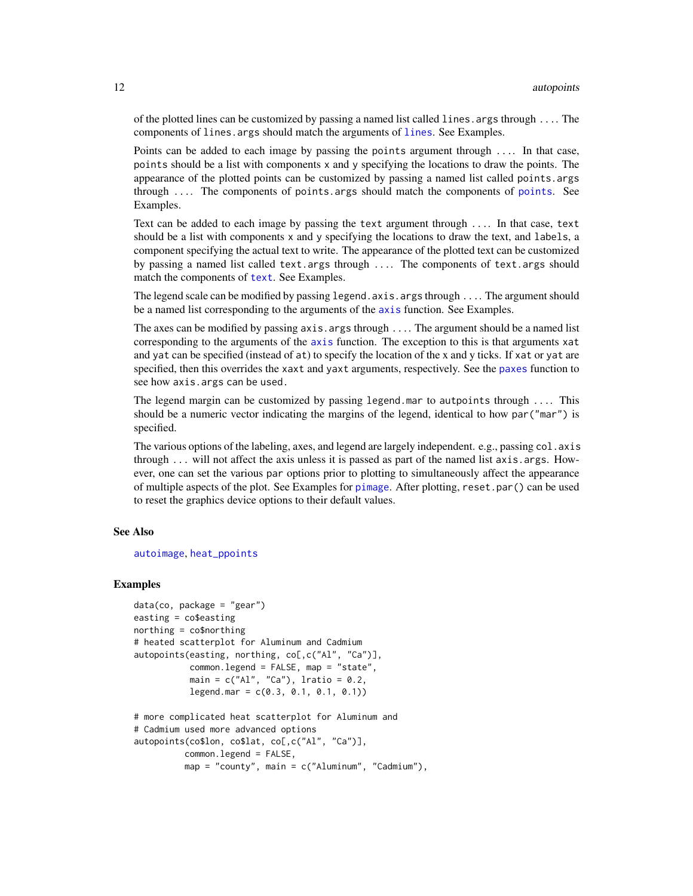of the plotted lines can be customized by passing a named list called lines.args through .... The components of lines.args should match the arguments of lines. See Examples.

Points can be added to each image by passing the points argument through .... In that case, points should be a list with components x and y specifying the locations to draw the points. The appearance of the plotted points can be customized by passing a named list called points.args through .... The components of points.args should match the components of points. See Examples.

Text can be added to each image by passing the text argument through .... In that case, text should be a list with components x and y specifying the locations to draw the text, and labels, a component specifying the actual text to write. The appearance of the plotted text can be customized by passing a named list called text.args through .... The components of text.args should match the components of text. See Examples.

The legend scale can be modified by passing legend.axis.args through .... The argument should be a named list corresponding to the arguments of the axis function. See Examples.

The axes can be modified by passing axis.args through .... The argument should be a named list corresponding to the arguments of the axis function. The exception to this is that arguments xat and yat can be specified (instead of at) to specify the location of the x and y ticks. If xat or yat are specified, then this overrides the xaxt and yaxt arguments, respectively. See the paxes function to see how axis.args can be used.

The legend margin can be customized by passing legend.mar to autpoints through .... This should be a numeric vector indicating the margins of the legend, identical to how par("mar") is specified.

The various options of the labeling, axes, and legend are largely independent. e.g., passing col.axis through ... will not affect the axis unless it is passed as part of the named list axis.args. However, one can set the various par options prior to plotting to simultaneously affect the appearance of multiple aspects of the plot. See Examples for pimage. After plotting, reset.par() can be used to reset the graphics device options to their default values.

## See Also

autoimage, heat_ppoints

## Examples

```
data(co, package = "gear")
easting = co$easting
northing = co$northing
# heated scatterplot for Aluminum and Cadmium
autopoints(easting, northing, co[,c("Al", "Ca")],
           common.legend = FALSE, map = "state",
           main = c("Al", "Ca"), lratio = 0.2,
           legend.mar = c(0.3, 0.1, 0.1, 0.1))

# more complicated heat scatterplot for Aluminum and
# Cadmium used more advanced options
autopoints(co$lon, co$lat, co[,c("Al", "Ca")],
          common.legend = FALSE,
          map = "county", main = c("Aluminum", "Cadmium"),
```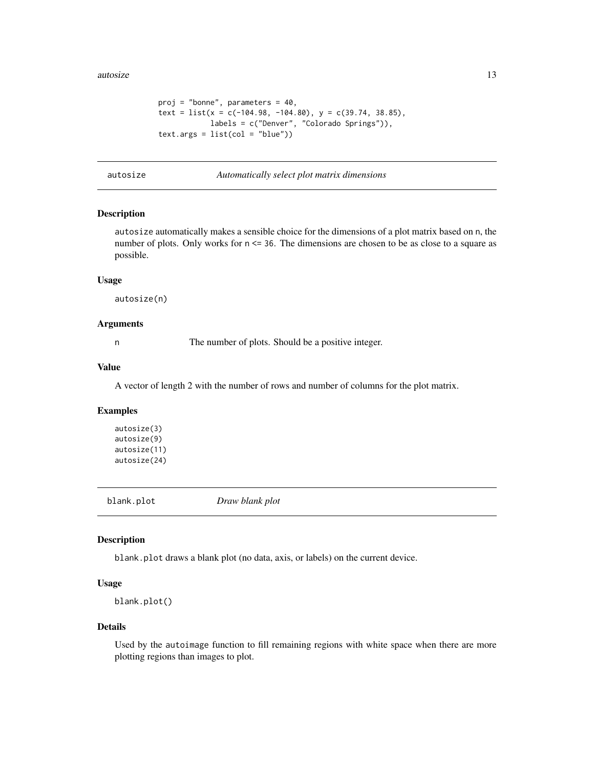```
        proj = "bonne", parameters = 40,
        text = list(x = c(-104.98, -104.80), y = c(39.74, 38.85),
                    labels = c("Denver", "Colorado Springs")),
        text.args = list(col = "blue"))
```

## autosize — *Automatically select plot matrix dimensions*

### Description

autosize automatically makes a sensible choice for the dimensions of a plot matrix based on n, the number of plots. Only works for n <= 36. The dimensions are chosen to be as close to a square as possible.

### Usage

```
autosize(n)
```

### Arguments

n    The number of plots. Should be a positive integer.

### Value

A vector of length 2 with the number of rows and number of columns for the plot matrix.

### Examples

```
autosize(3)
autosize(9)
autosize(11)
autosize(24)
```

## blank.plot — *Draw blank plot*

### Description

blank.plot draws a blank plot (no data, axis, or labels) on the current device.

### Usage

```
blank.plot()
```

### Details

Used by the autoimage function to fill remaining regions with white space when there are more plotting regions than images to plot.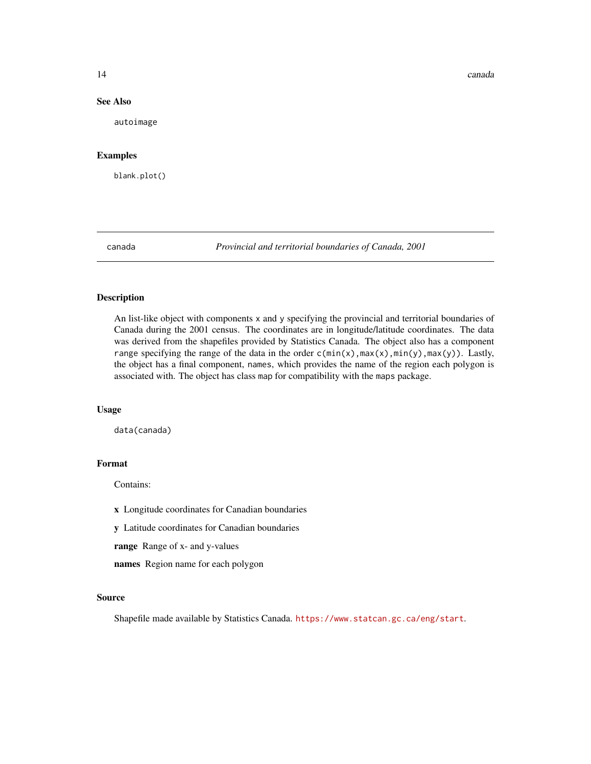## See Also

autoimage

## Examples

```
blank.plot()
```

---

# canada — *Provincial and territorial boundaries of Canada, 2001*

---

## Description

An list-like object with components x and y specifying the provincial and territorial boundaries of Canada during the 2001 census. The coordinates are in longitude/latitude coordinates. The data was derived from the shapefiles provided by Statistics Canada. The object also has a component range specifying the range of the data in the order c(min(x),max(x),min(y),max(y)). Lastly, the object has a final component, names, which provides the name of the region each polygon is associated with. The object has class map for compatibility with the maps package.

## Usage

```
data(canada)
```

## Format

Contains:

**x** Longitude coordinates for Canadian boundaries

**y** Latitude coordinates for Canadian boundaries

**range** Range of x- and y-values

**names** Region name for each polygon

## Source

Shapefile made available by Statistics Canada. https://www.statcan.gc.ca/eng/start.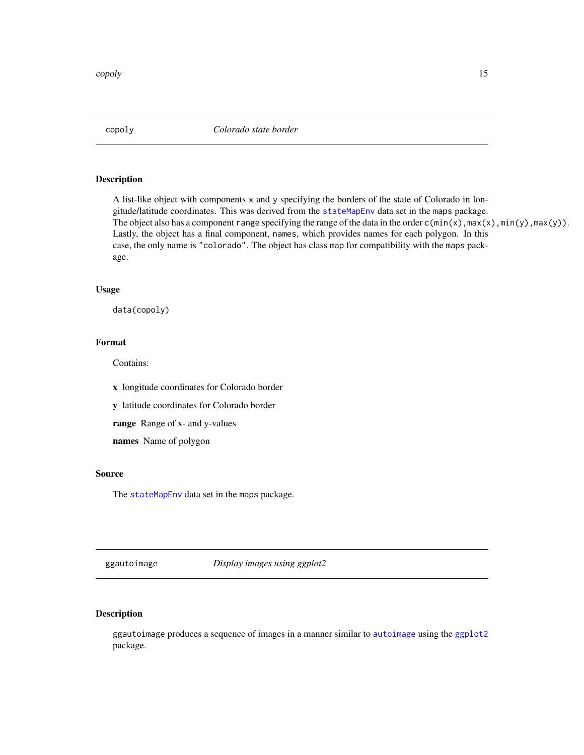## copoly — *Colorado state border*

### Description

A list-like object with components `x` and `y` specifying the borders of the state of Colorado in longitude/latitude coordinates. This was derived from the `stateMapEnv` data set in the `maps` package. The object also has a component `range` specifying the range of the data in the order `c(min(x),max(x),min(y),max(y))`. Lastly, the object has a final component, `names`, which provides names for each polygon. In this case, the only name is `"colorado"`. The object has class `map` for compatibility with the `maps` package.

### Usage

```
data(copoly)
```

### Format

Contains:

**x** longitude coordinates for Colorado border

**y** latitude coordinates for Colorado border

**range** Range of x- and y-values

**names** Name of polygon

### Source

The `stateMapEnv` data set in the `maps` package.

## ggautoimage — *Display images using ggplot2*

### Description

`ggautoimage` produces a sequence of images in a manner similar to `autoimage` using the `ggplot2` package.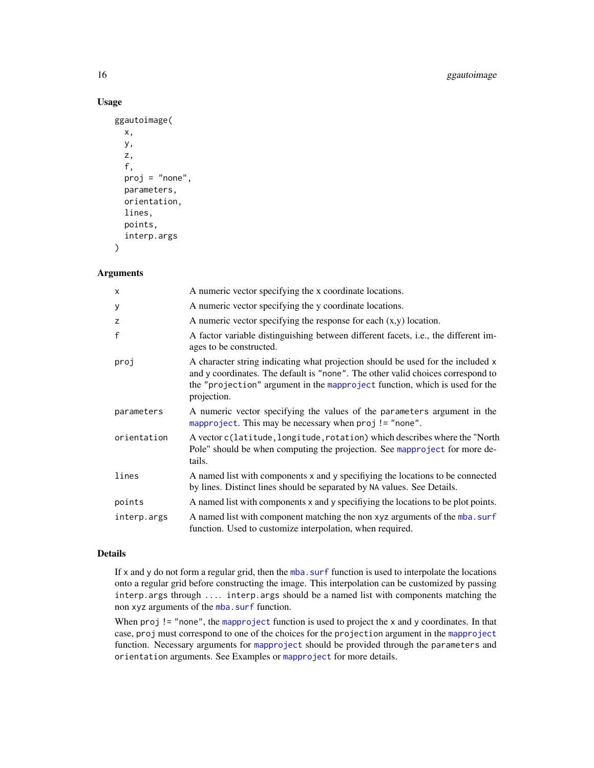## Usage

```
ggautoimage(
  x,
  y,
  z,
  f,
  proj = "none",
  parameters,
  orientation,
  lines,
  points,
  interp.args
)
```

## Arguments

| | |
|---|---|
| `x` | A numeric vector specifying the x coordinate locations. |
| `y` | A numeric vector specifying the y coordinate locations. |
| `z` | A numeric vector specifying the response for each (x,y) location. |
| `f` | A factor variable distinguishing between different facets, i.e., the different images to be constructed. |
| `proj` | A character string indicating what projection should be used for the included `x` and `y` coordinates. The default is `"none"`. The other valid choices correspond to the `"projection"` argument in the `mapproject` function, which is used for the projection. |
| `parameters` | A numeric vector specifying the values of the `parameters` argument in the `mapproject`. This may be necessary when `proj != "none"`. |
| `orientation` | A vector `c(latitude,longitude,rotation)` which describes where the "North Pole" should be when computing the projection. See `mapproject` for more details. |
| `lines` | A named list with components `x` and `y` specifying the locations to be connected by lines. Distinct lines should be separated by `NA` values. See Details. |
| `points` | A named list with components `x` and `y` specifying the locations to be plot points. |
| `interp.args` | A named list with component matching the non `xyz` arguments of the `mba.surf` function. Used to customize interpolation, when required. |

## Details

If `x` and `y` do not form a regular grid, then the `mba.surf` function is used to interpolate the locations onto a regular grid before constructing the image. This interpolation can be customized by passing `interp.args` through `....` `interp.args` should be a named list with components matching the non `xyz` arguments of the `mba.surf` function.

When `proj != "none"`, the `mapproject` function is used to project the `x` and `y` coordinates. In that case, `proj` must correspond to one of the choices for the `projection` argument in the `mapproject` function. Necessary arguments for `mapproject` should be provided through the `parameters` and `orientation` arguments. See Examples or `mapproject` for more details.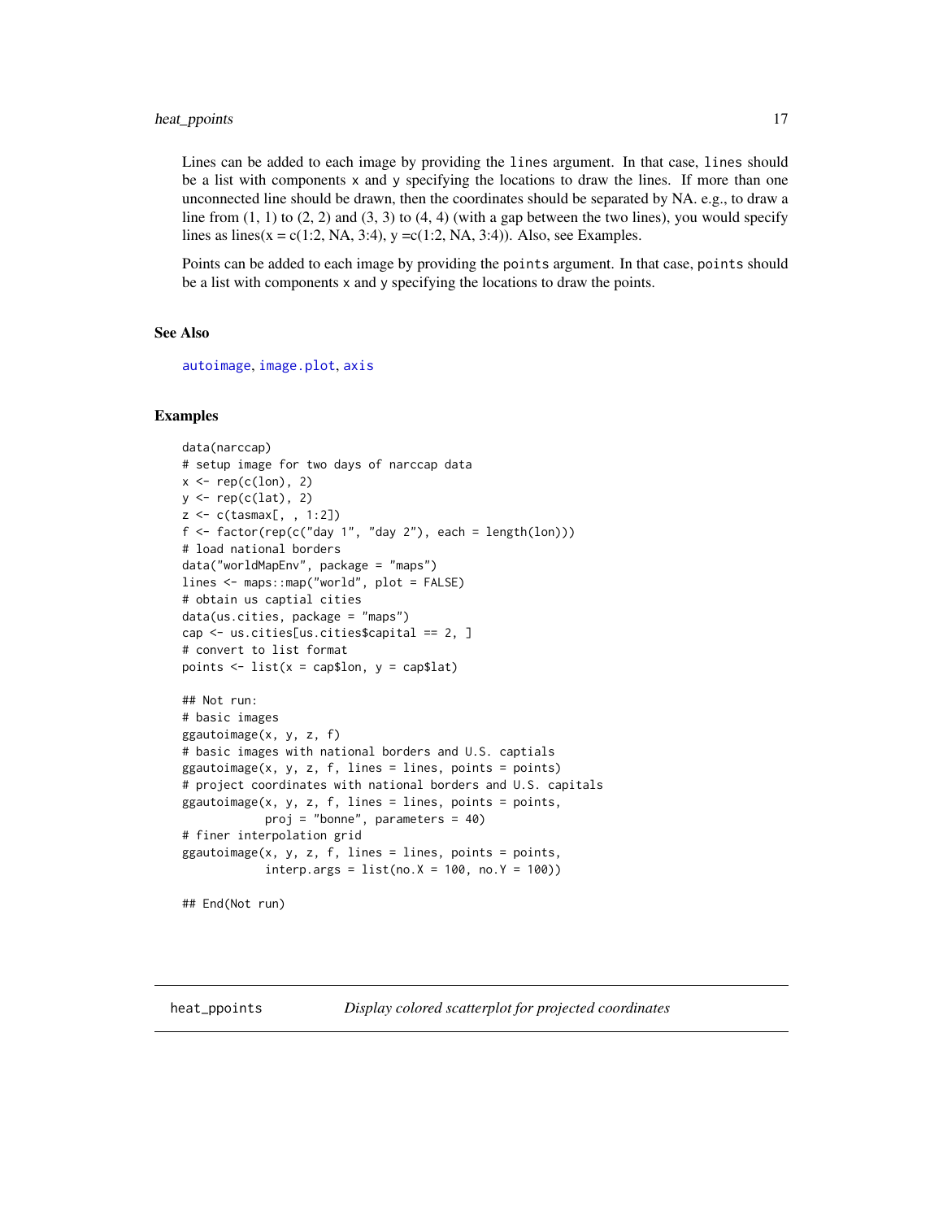Lines can be added to each image by providing the `lines` argument. In that case, `lines` should be a list with components `x` and `y` specifying the locations to draw the lines. If more than one unconnected line should be drawn, then the coordinates should be separated by NA. e.g., to draw a line from (1, 1) to (2, 2) and (3, 3) to (4, 4) (with a gap between the two lines), you would specify lines as lines(x = c(1:2, NA, 3:4), y =c(1:2, NA, 3:4)). Also, see Examples.

Points can be added to each image by providing the `points` argument. In that case, `points` should be a list with components `x` and `y` specifying the locations to draw the points.

### See Also

`autoimage`, `image.plot`, `axis`

### Examples

```
data(narccap)
# setup image for two days of narccap data
x <- rep(c(lon), 2)
y <- rep(c(lat), 2)
z <- c(tasmax[, , 1:2])
f <- factor(rep(c("day 1", "day 2"), each = length(lon)))
# load national borders
data("worldMapEnv", package = "maps")
lines <- maps::map("world", plot = FALSE)
# obtain us captial cities
data(us.cities, package = "maps")
cap <- us.cities[us.cities$capital == 2, ]
# convert to list format
points <- list(x = cap$lon, y = cap$lat)

## Not run:
# basic images
ggautoimage(x, y, z, f)
# basic images with national borders and U.S. captials
ggautoimage(x, y, z, f, lines = lines, points = points)
# project coordinates with national borders and U.S. capitals
ggautoimage(x, y, z, f, lines = lines, points = points,
            proj = "bonne", parameters = 40)
# finer interpolation grid
ggautoimage(x, y, z, f, lines = lines, points = points,
            interp.args = list(no.X = 100, no.Y = 100))

## End(Not run)
```

---

## heat_ppoints — *Display colored scatterplot for projected coordinates*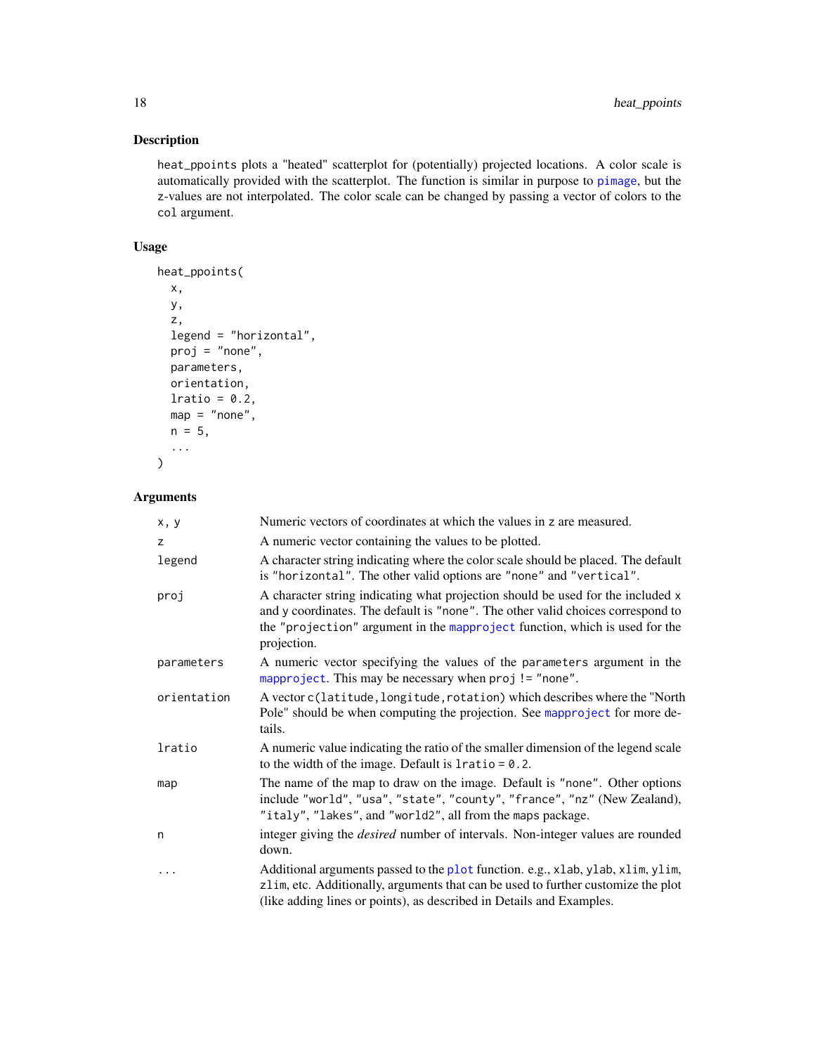## Description

heat_ppoints plots a "heated" scatterplot for (potentially) projected locations. A color scale is automatically provided with the scatterplot. The function is similar in purpose to pimage, but the z-values are not interpolated. The color scale can be changed by passing a vector of colors to the col argument.

## Usage

```
heat_ppoints(
  x,
  y,
  z,
  legend = "horizontal",
  proj = "none",
  parameters,
  orientation,
  lratio = 0.2,
  map = "none",
  n = 5,
  ...
)
```

## Arguments

| | |
|---|---|
| x, y | Numeric vectors of coordinates at which the values in z are measured. |
| z | A numeric vector containing the values to be plotted. |
| legend | A character string indicating where the color scale should be placed. The default is "horizontal". The other valid options are "none" and "vertical". |
| proj | A character string indicating what projection should be used for the included x and y coordinates. The default is "none". The other valid choices correspond to the "projection" argument in the mapproject function, which is used for the projection. |
| parameters | A numeric vector specifying the values of the parameters argument in the mapproject. This may be necessary when proj != "none". |
| orientation | A vector c(latitude,longitude,rotation) which describes where the "North Pole" should be when computing the projection. See mapproject for more details. |
| lratio | A numeric value indicating the ratio of the smaller dimension of the legend scale to the width of the image. Default is lratio = 0.2. |
| map | The name of the map to draw on the image. Default is "none". Other options include "world", "usa", "state", "county", "france", "nz" (New Zealand), "italy", "lakes", and "world2", all from the maps package. |
| n | integer giving the *desired* number of intervals. Non-integer values are rounded down. |
| ... | Additional arguments passed to the plot function. e.g., xlab, ylab, xlim, ylim, zlim, etc. Additionally, arguments that can be used to further customize the plot (like adding lines or points), as described in Details and Examples. |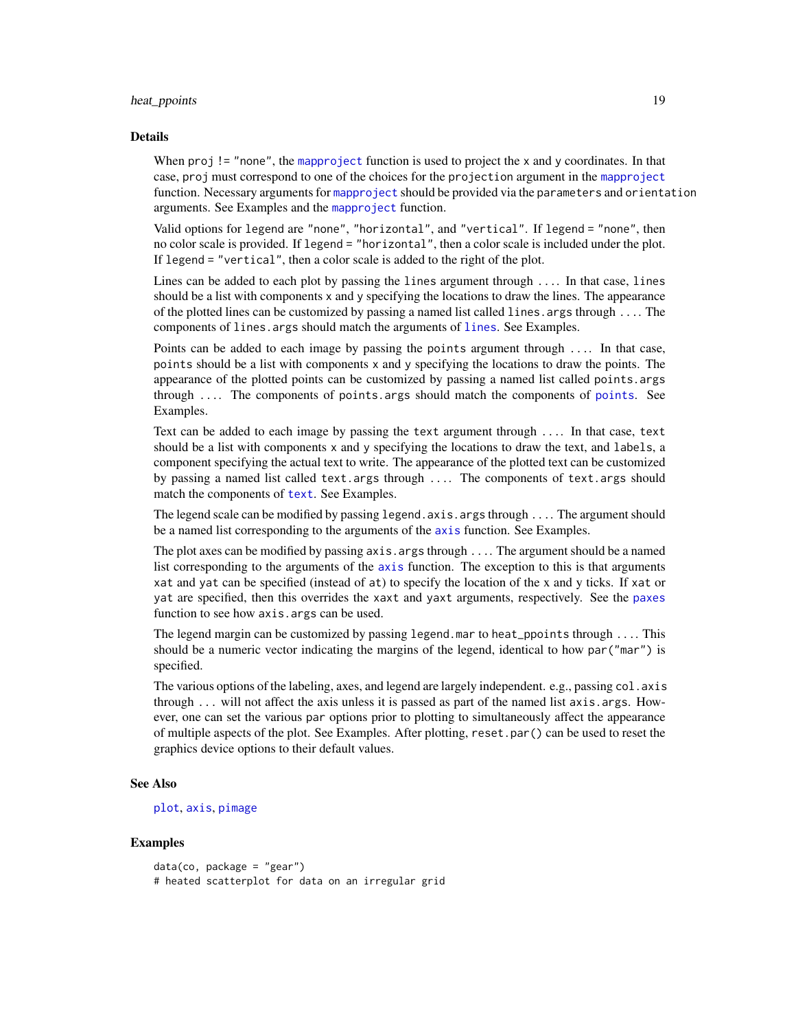## Details

When `proj != "none"`, the `mapproject` function is used to project the `x` and `y` coordinates. In that case, `proj` must correspond to one of the choices for the `projection` argument in the `mapproject` function. Necessary arguments for `mapproject` should be provided via the `parameters` and `orientation` arguments. See Examples and the `mapproject` function.

Valid options for `legend` are `"none"`, `"horizontal"`, and `"vertical"`. If `legend = "none"`, then no color scale is provided. If `legend = "horizontal"`, then a color scale is included under the plot. If `legend = "vertical"`, then a color scale is added to the right of the plot.

Lines can be added to each plot by passing the `lines` argument through `...`. In that case, `lines` should be a list with components `x` and `y` specifying the locations to draw the lines. The appearance of the plotted lines can be customized by passing a named list called `lines.args` through `...`. The components of `lines.args` should match the arguments of `lines`. See Examples.

Points can be added to each image by passing the `points` argument through `...`. In that case, `points` should be a list with components `x` and `y` specifying the locations to draw the points. The appearance of the plotted points can be customized by passing a named list called `points.args` through `...`. The components of `points.args` should match the components of `points`. See Examples.

Text can be added to each image by passing the `text` argument through `...`. In that case, `text` should be a list with components `x` and `y` specifying the locations to draw the text, and `labels`, a component specifying the actual text to write. The appearance of the plotted text can be customized by passing a named list called `text.args` through `...`. The components of `text.args` should match the components of `text`. See Examples.

The legend scale can be modified by passing `legend.axis.args` through `...`. The argument should be a named list corresponding to the arguments of the `axis` function. See Examples.

The plot axes can be modified by passing `axis.args` through `...`. The argument should be a named list corresponding to the arguments of the `axis` function. The exception to this is that arguments `xat` and `yat` can be specified (instead of `at`) to specify the location of the x and y ticks. If `xat` or `yat` are specified, then this overrides the `xaxt` and `yaxt` arguments, respectively. See the `paxes` function to see how `axis.args` can be used.

The legend margin can be customized by passing `legend.mar` to `heat_ppoints` through `...`. This should be a numeric vector indicating the margins of the legend, identical to how `par("mar")` is specified.

The various options of the labeling, axes, and legend are largely independent. e.g., passing `col.axis` through `...` will not affect the axis unless it is passed as part of the named list `axis.args`. However, one can set the various `par` options prior to plotting to simultaneously affect the appearance of multiple aspects of the plot. See Examples. After plotting, `reset.par()` can be used to reset the graphics device options to their default values.

## See Also

`plot`, `axis`, `pimage`

## Examples

```
data(co, package = "gear")
# heated scatterplot for data on an irregular grid
```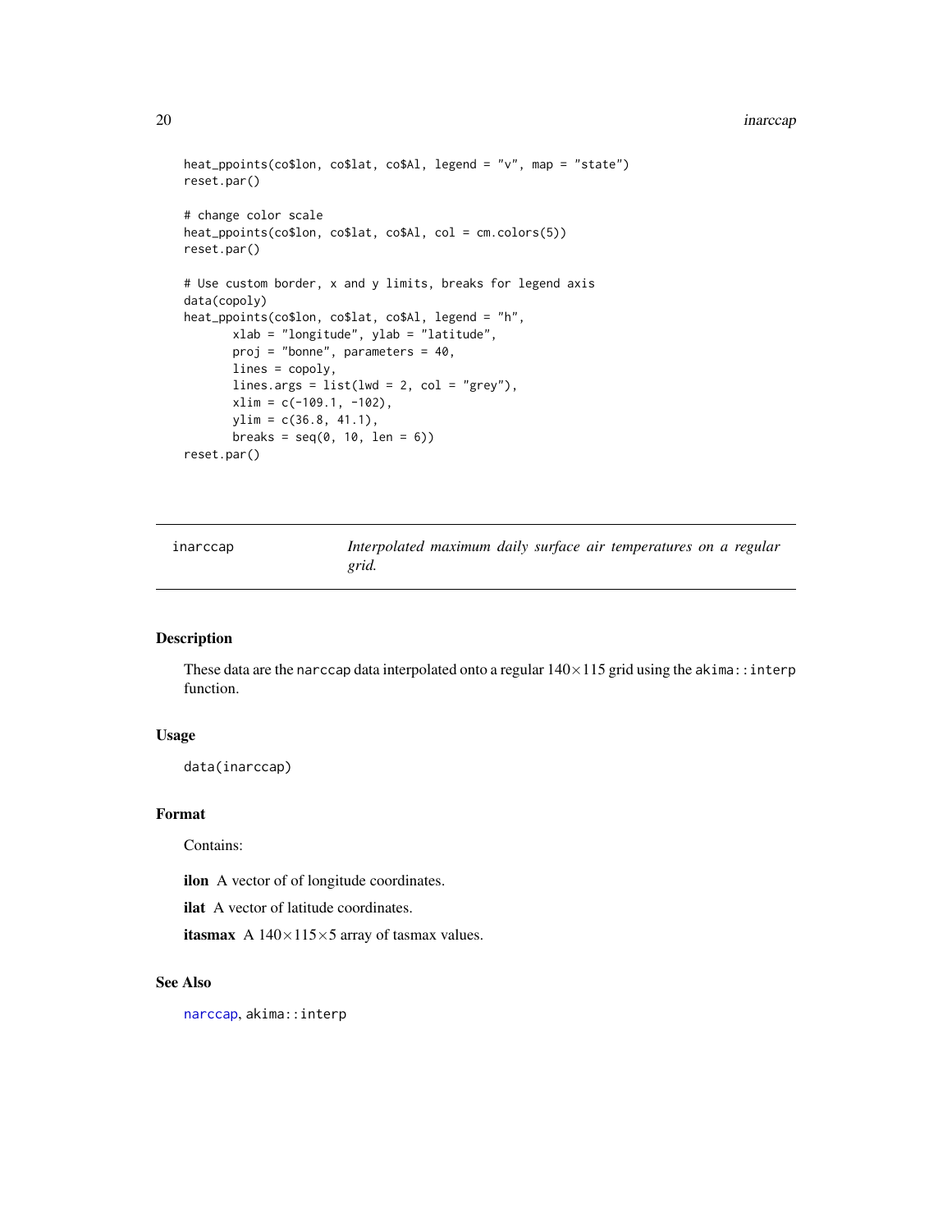```
heat_ppoints(co$lon, co$lat, co$Al, legend = "v", map = "state")
reset.par()

# change color scale
heat_ppoints(co$lon, co$lat, co$Al, col = cm.colors(5))
reset.par()

# Use custom border, x and y limits, breaks for legend axis
data(copoly)
heat_ppoints(co$lon, co$lat, co$Al, legend = "h",
       xlab = "longitude", ylab = "latitude",
       proj = "bonne", parameters = 40,
       lines = copoly,
       lines.args = list(lwd = 2, col = "grey"),
       xlim = c(-109.1, -102),
       ylim = c(36.8, 41.1),
       breaks = seq(0, 10, len = 6))
reset.par()
```

---

## inarccap — *Interpolated maximum daily surface air temperatures on a regular grid.*

---

### Description

These data are the `narccap` data interpolated onto a regular $140 \times 115$ grid using the `akima::interp` function.

### Usage

```
data(inarccap)
```

### Format

Contains:

**ilon** A vector of of longitude coordinates.

**ilat** A vector of latitude coordinates.

**itasmax** A $140 \times 115 \times 5$ array of tasmax values.

### See Also

`narccap`, `akima::interp`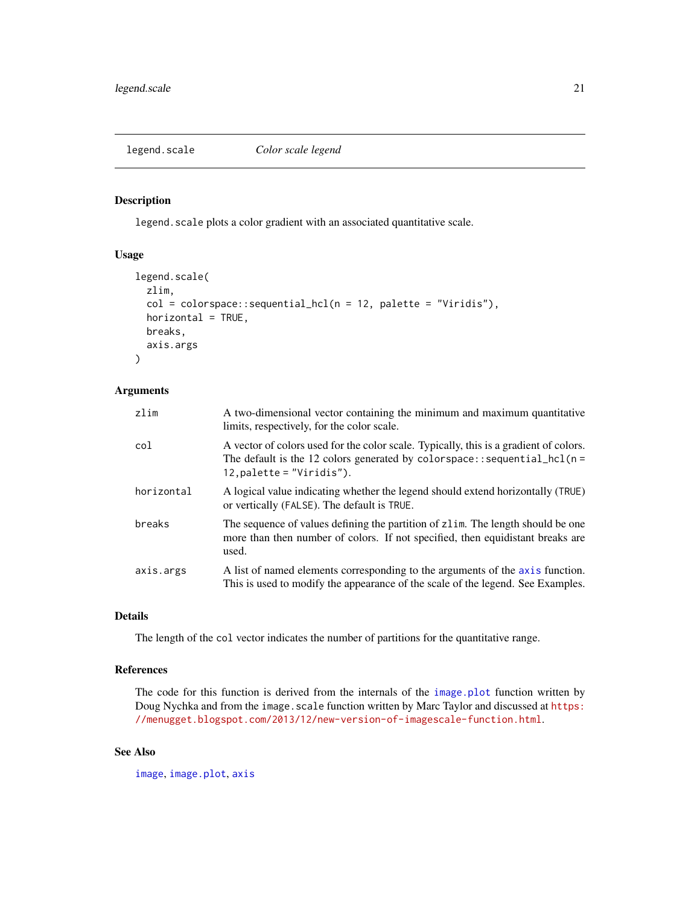## legend.scale *Color scale legend*

### Description

`legend.scale` plots a color gradient with an associated quantitative scale.

### Usage

```
legend.scale(
  zlim,
  col = colorspace::sequential_hcl(n = 12, palette = "Viridis"),
  horizontal = TRUE,
  breaks,
  axis.args
)
```

### Arguments

| | |
|---|---|
| `zlim` | A two-dimensional vector containing the minimum and maximum quantitative limits, respectively, for the color scale. |
| `col` | A vector of colors used for the color scale. Typically, this is a gradient of colors. The default is the 12 colors generated by `colorspace::sequential_hcl(n = 12,palette = "Viridis")`. |
| `horizontal` | A logical value indicating whether the legend should extend horizontally (`TRUE`) or vertically (`FALSE`). The default is `TRUE`. |
| `breaks` | The sequence of values defining the partition of `zlim`. The length should be one more than then number of colors. If not specified, then equidistant breaks are used. |
| `axis.args` | A list of named elements corresponding to the arguments of the `axis` function. This is used to modify the appearance of the scale of the legend. See Examples. |

### Details

The length of the `col` vector indicates the number of partitions for the quantitative range.

### References

The code for this function is derived from the internals of the `image.plot` function written by Doug Nychka and from the `image.scale` function written by Marc Taylor and discussed at https://menugget.blogspot.com/2013/12/new-version-of-imagescale-function.html.

### See Also

`image`, `image.plot`, `axis`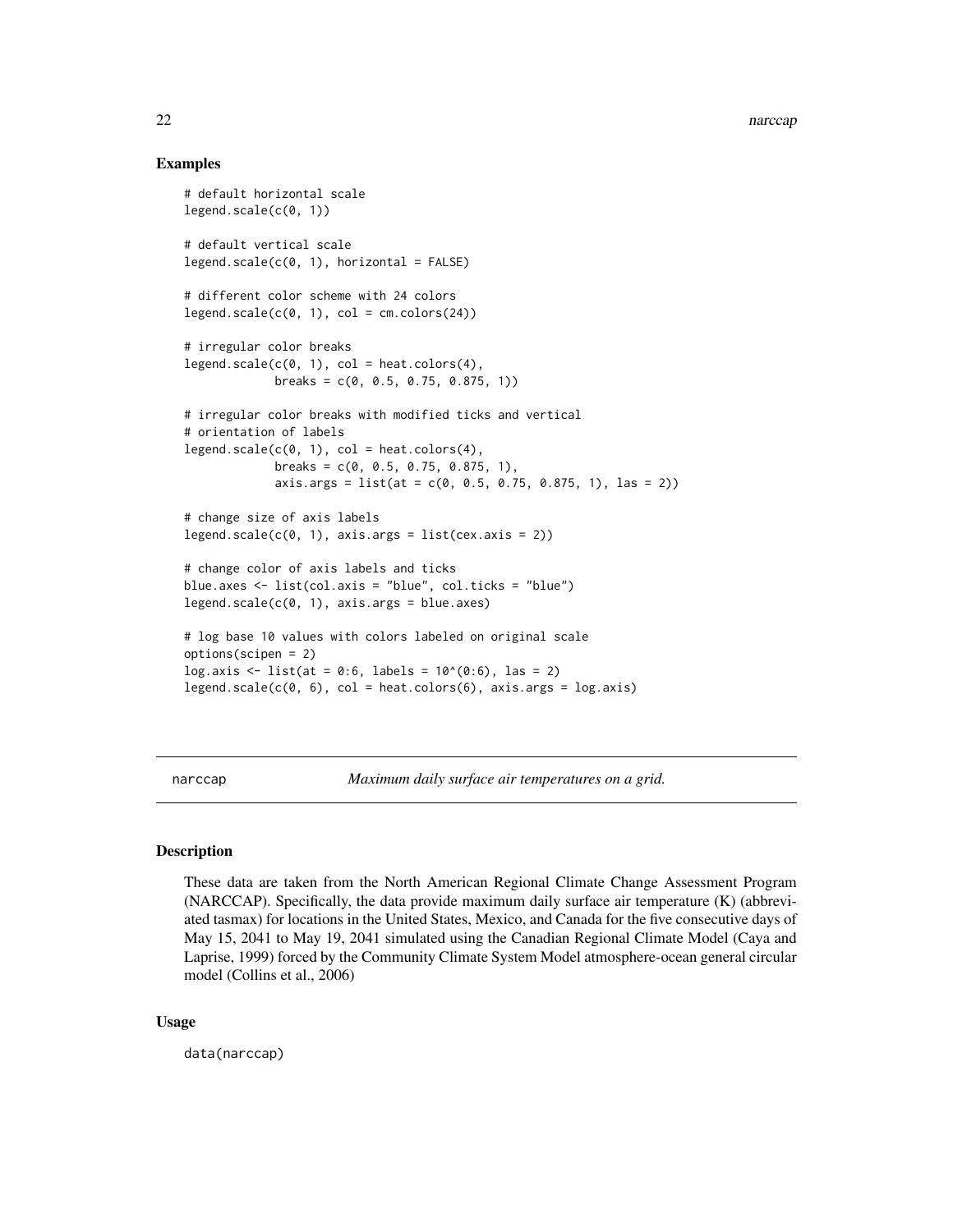## Examples

```
# default horizontal scale
legend.scale(c(0, 1))

# default vertical scale
legend.scale(c(0, 1), horizontal = FALSE)

# different color scheme with 24 colors
legend.scale(c(0, 1), col = cm.colors(24))

# irregular color breaks
legend.scale(c(0, 1), col = heat.colors(4),
             breaks = c(0, 0.5, 0.75, 0.875, 1))

# irregular color breaks with modified ticks and vertical
# orientation of labels
legend.scale(c(0, 1), col = heat.colors(4),
             breaks = c(0, 0.5, 0.75, 0.875, 1),
             axis.args = list(at = c(0, 0.5, 0.75, 0.875, 1), las = 2))

# change size of axis labels
legend.scale(c(0, 1), axis.args = list(cex.axis = 2))

# change color of axis labels and ticks
blue.axes <- list(col.axis = "blue", col.ticks = "blue")
legend.scale(c(0, 1), axis.args = blue.axes)

# log base 10 values with colors labeled on original scale
options(scipen = 2)
log.axis <- list(at = 0:6, labels = 10^(0:6), las = 2)
legend.scale(c(0, 6), col = heat.colors(6), axis.args = log.axis)
```

---

# narccap — *Maximum daily surface air temperatures on a grid.*

---

## Description

These data are taken from the North American Regional Climate Change Assessment Program (NARCCAP). Specifically, the data provide maximum daily surface air temperature (K) (abbreviated tasmax) for locations in the United States, Mexico, and Canada for the five consecutive days of May 15, 2041 to May 19, 2041 simulated using the Canadian Regional Climate Model (Caya and Laprise, 1999) forced by the Community Climate System Model atmosphere-ocean general circular model (Collins et al., 2006)

## Usage

```
data(narccap)
```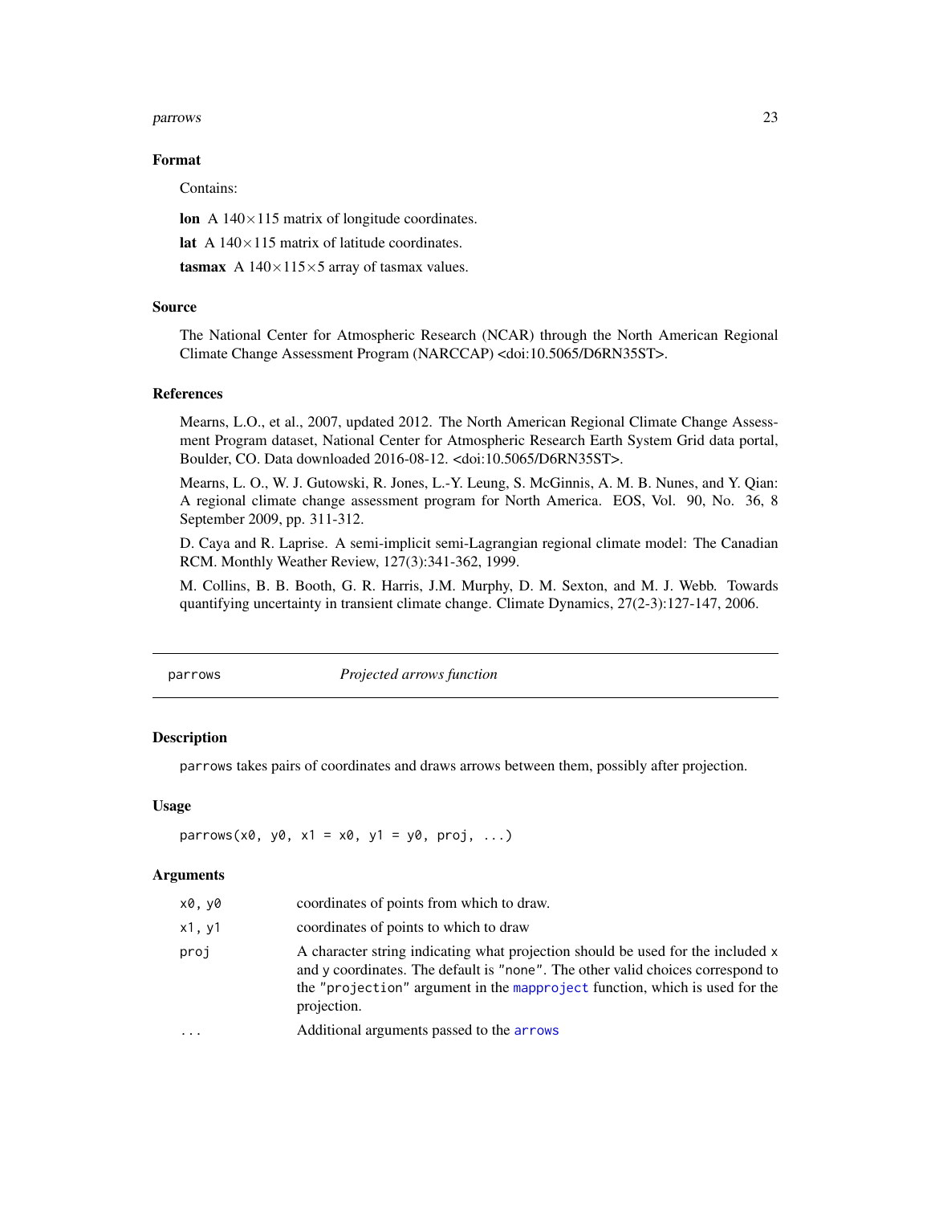### Format

Contains:

**lon** A $140 \times 115$ matrix of longitude coordinates.

**lat** A $140 \times 115$ matrix of latitude coordinates.

**tasmax** A $140 \times 115 \times 5$ array of tasmax values.

### Source

The National Center for Atmospheric Research (NCAR) through the North American Regional Climate Change Assessment Program (NARCCAP) <doi:10.5065/D6RN35ST>.

### References

Mearns, L.O., et al., 2007, updated 2012. The North American Regional Climate Change Assessment Program dataset, National Center for Atmospheric Research Earth System Grid data portal, Boulder, CO. Data downloaded 2016-08-12. <doi:10.5065/D6RN35ST>.

Mearns, L. O., W. J. Gutowski, R. Jones, L.-Y. Leung, S. McGinnis, A. M. B. Nunes, and Y. Qian: A regional climate change assessment program for North America. EOS, Vol. 90, No. 36, 8 September 2009, pp. 311-312.

D. Caya and R. Laprise. A semi-implicit semi-Lagrangian regional climate model: The Canadian RCM. Monthly Weather Review, 127(3):341-362, 1999.

M. Collins, B. B. Booth, G. R. Harris, J.M. Murphy, D. M. Sexton, and M. J. Webb. Towards quantifying uncertainty in transient climate change. Climate Dynamics, 27(2-3):127-147, 2006.

---

## parrows — *Projected arrows function*

### Description

`parrows` takes pairs of coordinates and draws arrows between them, possibly after projection.

### Usage

```
parrows(x0, y0, x1 = x0, y1 = y0, proj, ...)
```

### Arguments

| | |
|---|---|
| `x0, y0` | coordinates of points from which to draw. |
| `x1, y1` | coordinates of points to which to draw |
| `proj` | A character string indicating what projection should be used for the included `x` and `y` coordinates. The default is `"none"`. The other valid choices correspond to the `"projection"` argument in the `mapproject` function, which is used for the projection. |
| `...` | Additional arguments passed to the `arrows` |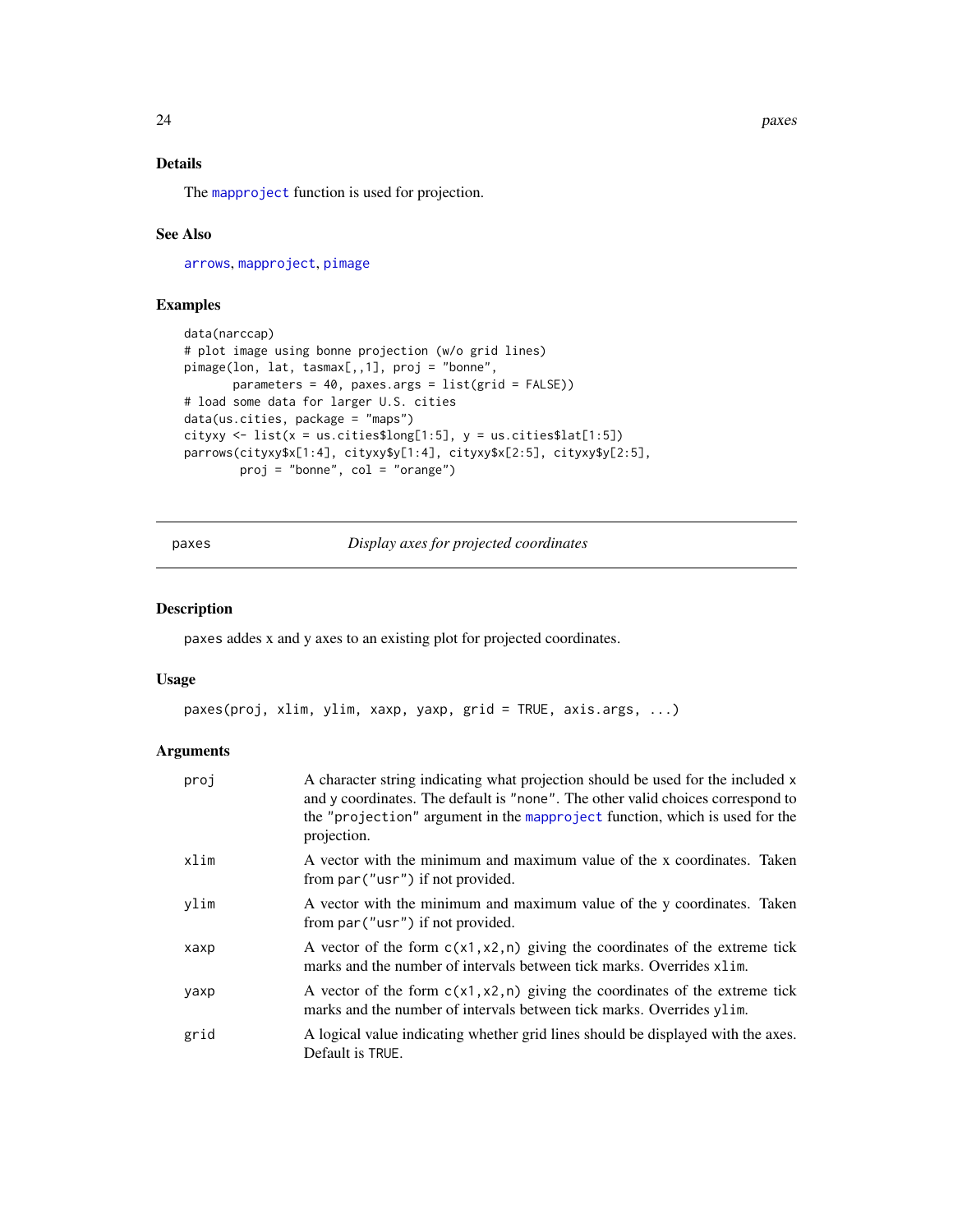### Details

The `mapproject` function is used for projection.

### See Also

`arrows`, `mapproject`, `pimage`

### Examples

```
data(narccap)
# plot image using bonne projection (w/o grid lines)
pimage(lon, lat, tasmax[,,1], proj = "bonne",
       parameters = 40, paxes.args = list(grid = FALSE))
# load some data for larger U.S. cities
data(us.cities, package = "maps")
cityxy <- list(x = us.cities$long[1:5], y = us.cities$lat[1:5])
parrows(cityxy$x[1:4], cityxy$y[1:4], cityxy$x[2:5], cityxy$y[2:5],
        proj = "bonne", col = "orange")
```

---

## paxes — *Display axes for projected coordinates*

### Description

paxes addes x and y axes to an existing plot for projected coordinates.

### Usage

```
paxes(proj, xlim, ylim, xaxp, yaxp, grid = TRUE, axis.args, ...)
```

### Arguments

| | |
|---|---|
| `proj` | A character string indicating what projection should be used for the included x and y coordinates. The default is `"none"`. The other valid choices correspond to the `"projection"` argument in the `mapproject` function, which is used for the projection. |
| `xlim` | A vector with the minimum and maximum value of the x coordinates. Taken from `par("usr")` if not provided. |
| `ylim` | A vector with the minimum and maximum value of the y coordinates. Taken from `par("usr")` if not provided. |
| `xaxp` | A vector of the form `c(x1,x2,n)` giving the coordinates of the extreme tick marks and the number of intervals between tick marks. Overrides `xlim`. |
| `yaxp` | A vector of the form `c(x1,x2,n)` giving the coordinates of the extreme tick marks and the number of intervals between tick marks. Overrides `ylim`. |
| `grid` | A logical value indicating whether grid lines should be displayed with the axes. Default is `TRUE`. |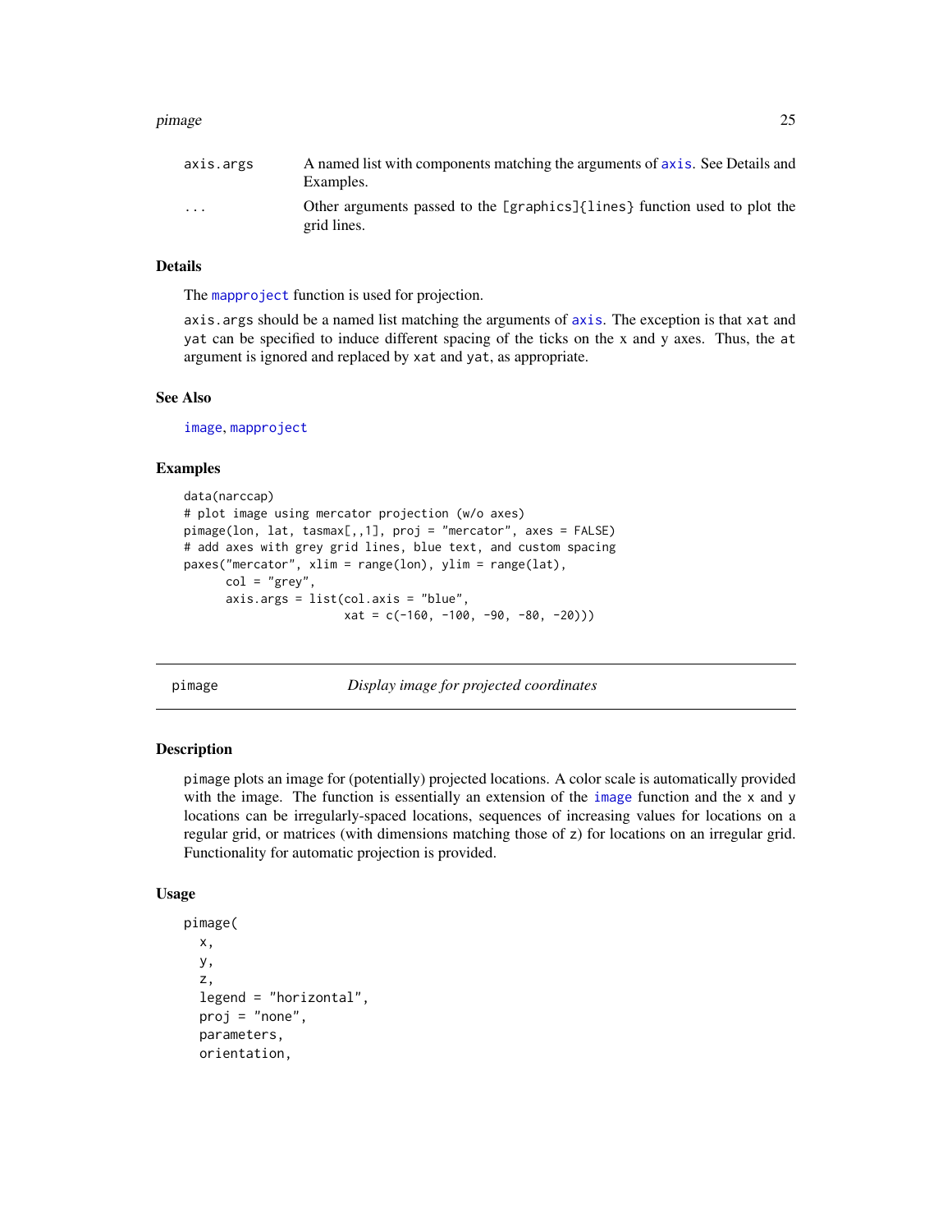| | |
|---|---|
| axis.args | A named list with components matching the arguments of axis. See Details and Examples. |
| ... | Other arguments passed to the [graphics]{lines} function used to plot the grid lines. |

### Details

The mapproject function is used for projection.

axis.args should be a named list matching the arguments of axis. The exception is that xat and yat can be specified to induce different spacing of the ticks on the x and y axes. Thus, the at argument is ignored and replaced by xat and yat, as appropriate.

### See Also

image, mapproject

### Examples

```
data(narccap)
# plot image using mercator projection (w/o axes)
pimage(lon, lat, tasmax[,,1], proj = "mercator", axes = FALSE)
# add axes with grey grid lines, blue text, and custom spacing
paxes("mercator", xlim = range(lon), ylim = range(lat),
      col = "grey",
      axis.args = list(col.axis = "blue",
                       xat = c(-160, -100, -90, -80, -20)))
```

---

## pimage — *Display image for projected coordinates*

### Description

pimage plots an image for (potentially) projected locations. A color scale is automatically provided with the image. The function is essentially an extension of the image function and the x and y locations can be irregularly-spaced locations, sequences of increasing values for locations on a regular grid, or matrices (with dimensions matching those of z) for locations on an irregular grid. Functionality for automatic projection is provided.

### Usage

```
pimage(
  x,
  y,
  z,
  legend = "horizontal",
  proj = "none",
  parameters,
  orientation,
```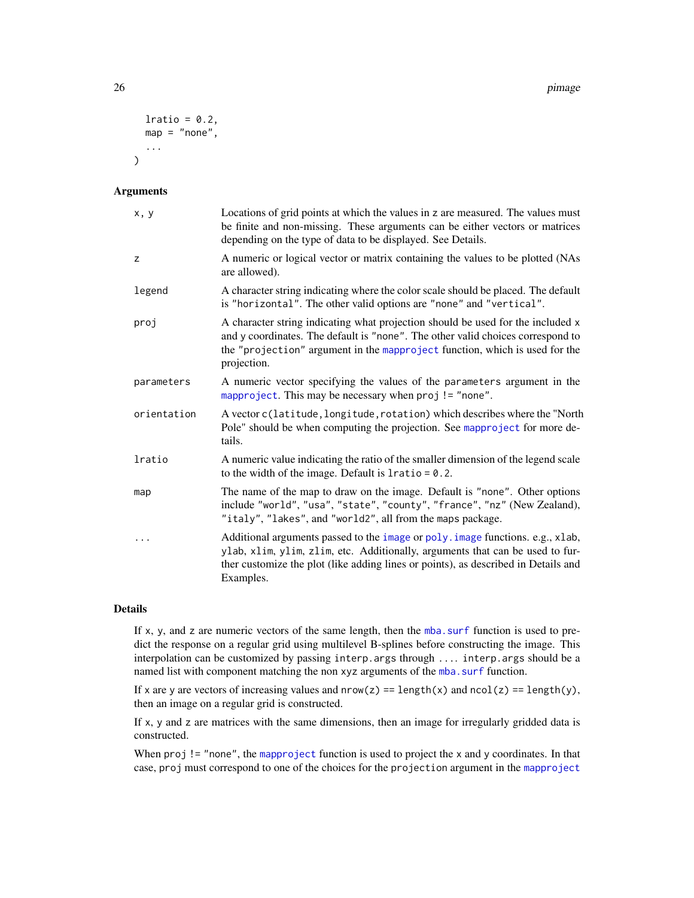```
  lratio = 0.2,
  map = "none",
  ...
)
```

### Arguments

| | |
|---|---|
| x, y | Locations of grid points at which the values in z are measured. The values must be finite and non-missing. These arguments can be either vectors or matrices depending on the type of data to be displayed. See Details. |
| z | A numeric or logical vector or matrix containing the values to be plotted (NAs are allowed). |
| legend | A character string indicating where the color scale should be placed. The default is "horizontal". The other valid options are "none" and "vertical". |
| proj | A character string indicating what projection should be used for the included x and y coordinates. The default is "none". The other valid choices correspond to the "projection" argument in the mapproject function, which is used for the projection. |
| parameters | A numeric vector specifying the values of the parameters argument in the mapproject. This may be necessary when proj != "none". |
| orientation | A vector c(latitude,longitude,rotation) which describes where the "North Pole" should be when computing the projection. See mapproject for more details. |
| lratio | A numeric value indicating the ratio of the smaller dimension of the legend scale to the width of the image. Default is lratio = 0.2. |
| map | The name of the map to draw on the image. Default is "none". Other options include "world", "usa", "state", "county", "france", "nz" (New Zealand), "italy", "lakes", and "world2", all from the maps package. |
| ... | Additional arguments passed to the image or poly.image functions. e.g., xlab, ylab, xlim, ylim, zlim, etc. Additionally, arguments that can be used to further customize the plot (like adding lines or points), as described in Details and Examples. |

### Details

If x, y, and z are numeric vectors of the same length, then the mba.surf function is used to predict the response on a regular grid using multilevel B-splines before constructing the image. This interpolation can be customized by passing interp.args through .... interp.args should be a named list with component matching the non xyz arguments of the mba.surf function.

If x are y are vectors of increasing values and nrow(z) == length(x) and ncol(z) == length(y), then an image on a regular grid is constructed.

If x, y and z are matrices with the same dimensions, then an image for irregularly gridded data is constructed.

When proj != "none", the mapproject function is used to project the x and y coordinates. In that case, proj must correspond to one of the choices for the projection argument in the mapproject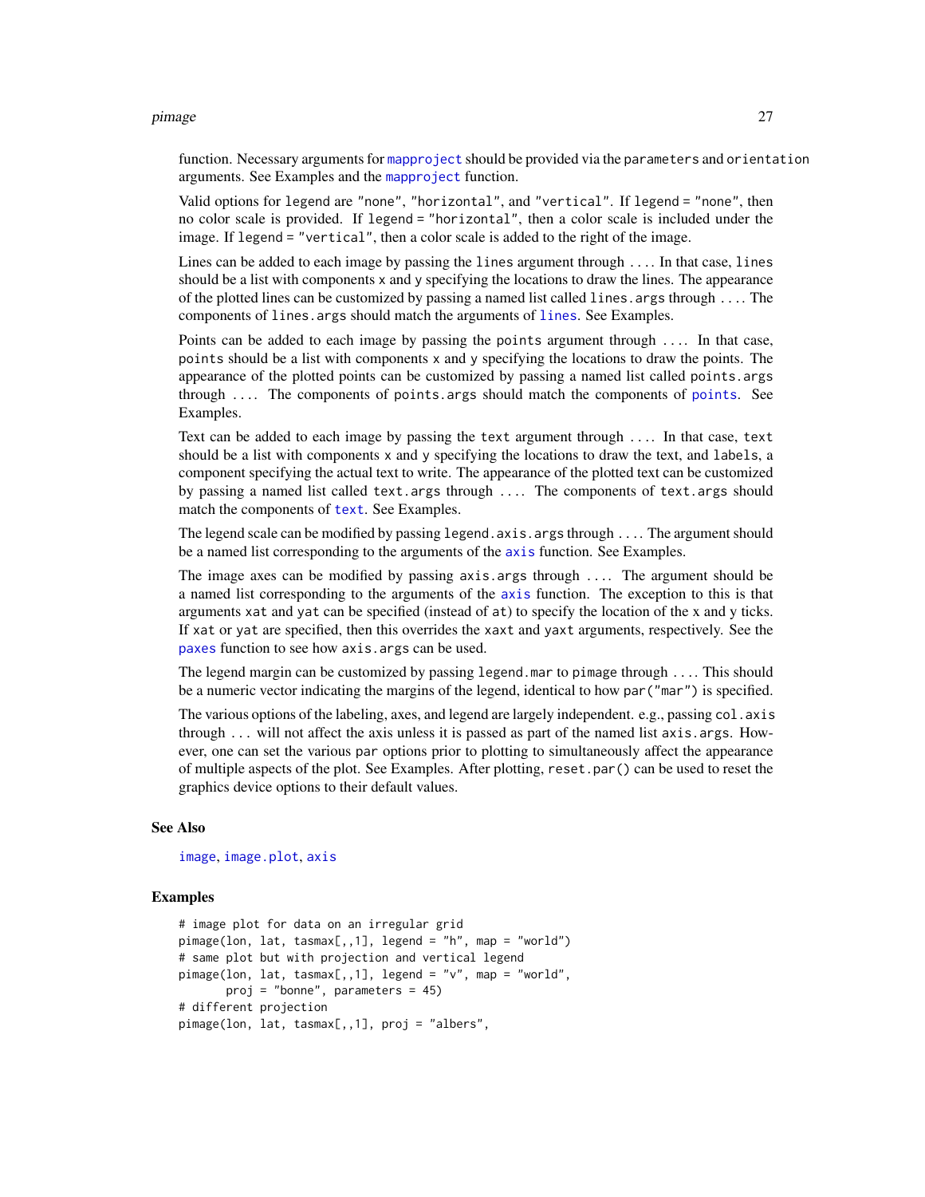function. Necessary arguments for `mapproject` should be provided via the `parameters` and `orientation` arguments. See Examples and the `mapproject` function.

Valid options for `legend` are `"none"`, `"horizontal"`, and `"vertical"`. If `legend = "none"`, then no color scale is provided. If `legend = "horizontal"`, then a color scale is included under the image. If `legend = "vertical"`, then a color scale is added to the right of the image.

Lines can be added to each image by passing the `lines` argument through `...`. In that case, `lines` should be a list with components `x` and `y` specifying the locations to draw the lines. The appearance of the plotted lines can be customized by passing a named list called `lines.args` through `...`. The components of `lines.args` should match the arguments of `lines`. See Examples.

Points can be added to each image by passing the `points` argument through `...`. In that case, `points` should be a list with components `x` and `y` specifying the locations to draw the points. The appearance of the plotted points can be customized by passing a named list called `points.args` through `...`. The components of `points.args` should match the components of `points`. See Examples.

Text can be added to each image by passing the `text` argument through `...`. In that case, `text` should be a list with components `x` and `y` specifying the locations to draw the text, and `labels`, a component specifying the actual text to write. The appearance of the plotted text can be customized by passing a named list called `text.args` through `...`. The components of `text.args` should match the components of `text`. See Examples.

The legend scale can be modified by passing `legend.axis.args` through `...`. The argument should be a named list corresponding to the arguments of the `axis` function. See Examples.

The image axes can be modified by passing `axis.args` through `...`. The argument should be a named list corresponding to the arguments of the `axis` function. The exception to this is that arguments `xat` and `yat` can be specified (instead of `at`) to specify the location of the x and y ticks. If `xat` or `yat` are specified, then this overrides the `xaxt` and `yaxt` arguments, respectively. See the `paxes` function to see how `axis.args` can be used.

The legend margin can be customized by passing `legend.mar` to `pimage` through `...`. This should be a numeric vector indicating the margins of the legend, identical to how `par("mar")` is specified.

The various options of the labeling, axes, and legend are largely independent. e.g., passing `col.axis` through `...` will not affect the axis unless it is passed as part of the named list `axis.args`. However, one can set the various `par` options prior to plotting to simultaneously affect the appearance of multiple aspects of the plot. See Examples. After plotting, `reset.par()` can be used to reset the graphics device options to their default values.

## See Also

`image`, `image.plot`, `axis`

## Examples

```
# image plot for data on an irregular grid
pimage(lon, lat, tasmax[,,1], legend = "h", map = "world")
# same plot but with projection and vertical legend
pimage(lon, lat, tasmax[,,1], legend = "v", map = "world",
       proj = "bonne", parameters = 45)
# different projection
pimage(lon, lat, tasmax[,,1], proj = "albers",
```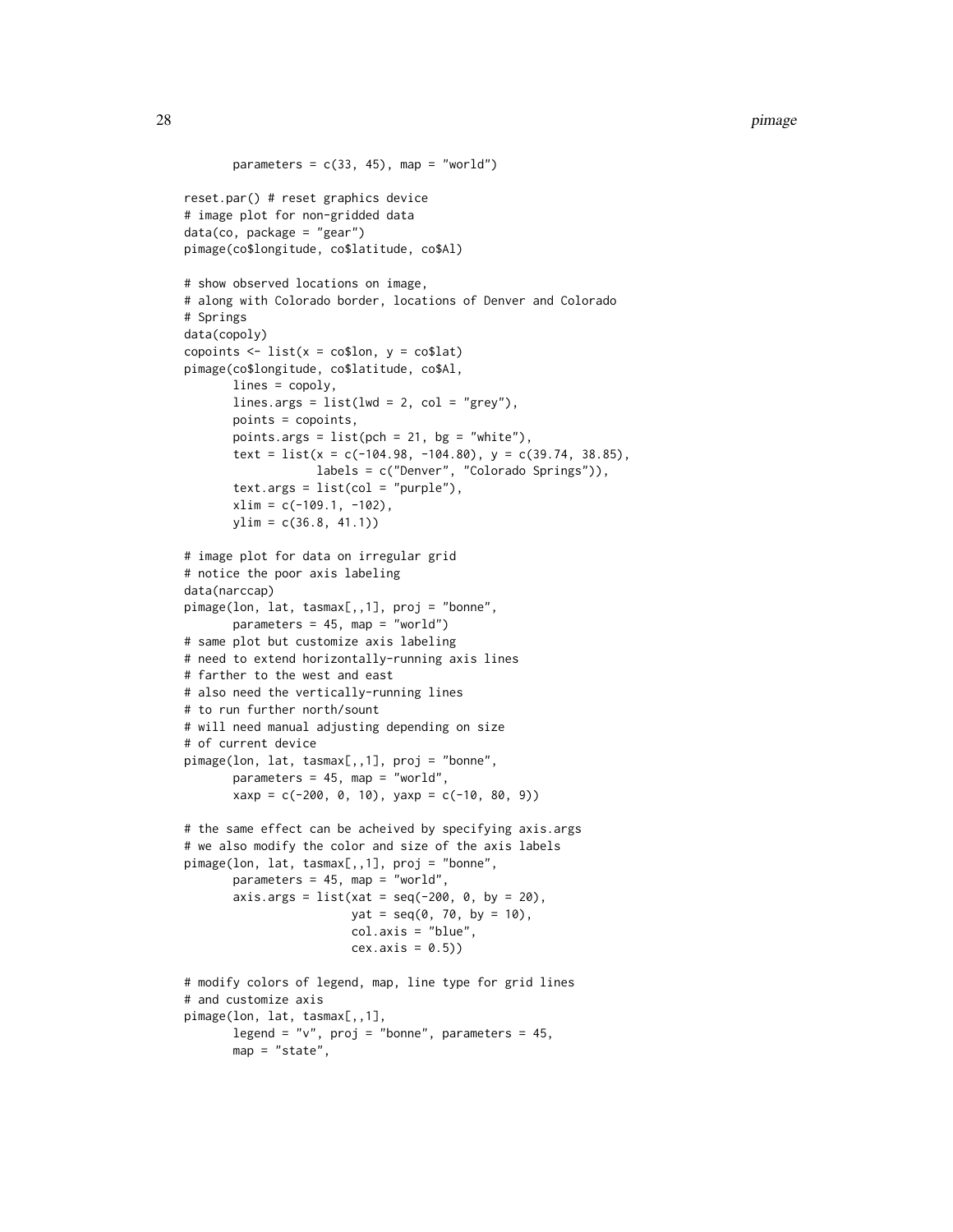```
        parameters = c(33, 45), map = "world")

reset.par() # reset graphics device
# image plot for non-gridded data
data(co, package = "gear")
pimage(co$longitude, co$latitude, co$Al)

# show observed locations on image,
# along with Colorado border, locations of Denver and Colorado
# Springs
data(copoly)
copoints <- list(x = co$lon, y = co$lat)
pimage(co$longitude, co$latitude, co$Al,
       lines = copoly,
       lines.args = list(lwd = 2, col = "grey"),
       points = copoints,
       points.args = list(pch = 21, bg = "white"),
       text = list(x = c(-104.98, -104.80), y = c(39.74, 38.85),
                   labels = c("Denver", "Colorado Springs")),
       text.args = list(col = "purple"),
       xlim = c(-109.1, -102),
       ylim = c(36.8, 41.1))

# image plot for data on irregular grid
# notice the poor axis labeling
data(narccap)
pimage(lon, lat, tasmax[,,1], proj = "bonne",
       parameters = 45, map = "world")
# same plot but customize axis labeling
# need to extend horizontally-running axis lines
# farther to the west and east
# also need the vertically-running lines
# to run further north/sount
# will need manual adjusting depending on size
# of current device
pimage(lon, lat, tasmax[,,1], proj = "bonne",
       parameters = 45, map = "world",
       xaxp = c(-200, 0, 10), yaxp = c(-10, 80, 9))

# the same effect can be acheived by specifying axis.args
# we also modify the color and size of the axis labels
pimage(lon, lat, tasmax[,,1], proj = "bonne",
       parameters = 45, map = "world",
       axis.args = list(xat = seq(-200, 0, by = 20),
                        yat = seq(0, 70, by = 10),
                        col.axis = "blue",
                        cex.axis = 0.5))

# modify colors of legend, map, line type for grid lines
# and customize axis
pimage(lon, lat, tasmax[,,1],
       legend = "v", proj = "bonne", parameters = 45,
       map = "state",
```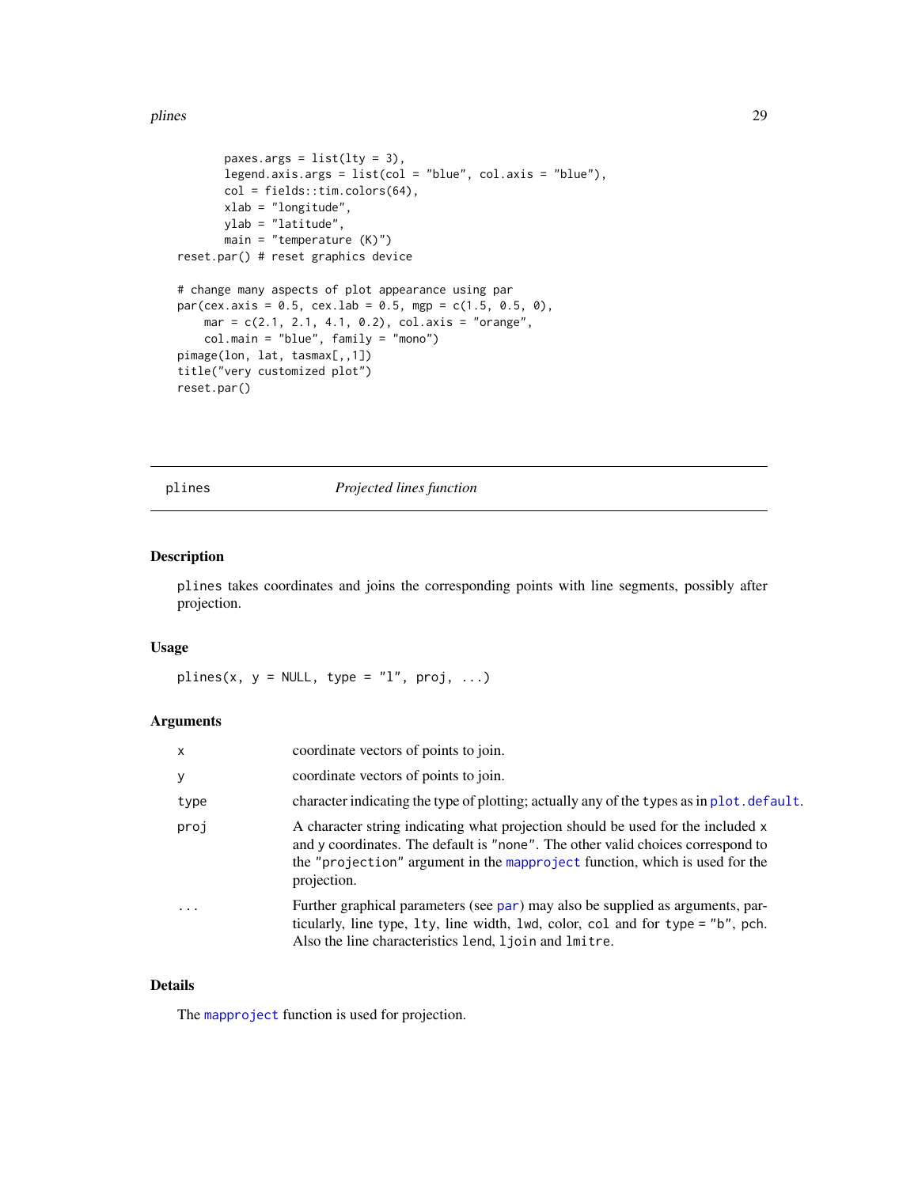```
        paxes.args = list(lty = 3),
        legend.axis.args = list(col = "blue", col.axis = "blue"),
        col = fields::tim.colors(64),
        xlab = "longitude",
        ylab = "latitude",
        main = "temperature (K)")
reset.par() # reset graphics device

# change many aspects of plot appearance using par
par(cex.axis = 0.5, cex.lab = 0.5, mgp = c(1.5, 0.5, 0),
    mar = c(2.1, 2.1, 4.1, 0.2), col.axis = "orange",
    col.main = "blue", family = "mono")
pimage(lon, lat, tasmax[,,1])
title("very customized plot")
reset.par()
```

---

## plines — *Projected lines function*

### Description

`plines` takes coordinates and joins the corresponding points with line segments, possibly after projection.

### Usage

```
plines(x, y = NULL, type = "l", proj, ...)
```

### Arguments

| | |
|---|---|
| `x` | coordinate vectors of points to join. |
| `y` | coordinate vectors of points to join. |
| `type` | character indicating the type of plotting; actually any of the `type`s as in `plot.default`. |
| `proj` | A character string indicating what projection should be used for the included `x` and `y` coordinates. The default is `"none"`. The other valid choices correspond to the `"projection"` argument in the `mapproject` function, which is used for the projection. |
| `...` | Further graphical parameters (see `par`) may also be supplied as arguments, particularly, line type, `lty`, line width, `lwd`, color, `col` and for `type = "b"`, `pch`. Also the line characteristics `lend`, `ljoin` and `lmitre`. |

### Details

The `mapproject` function is used for projection.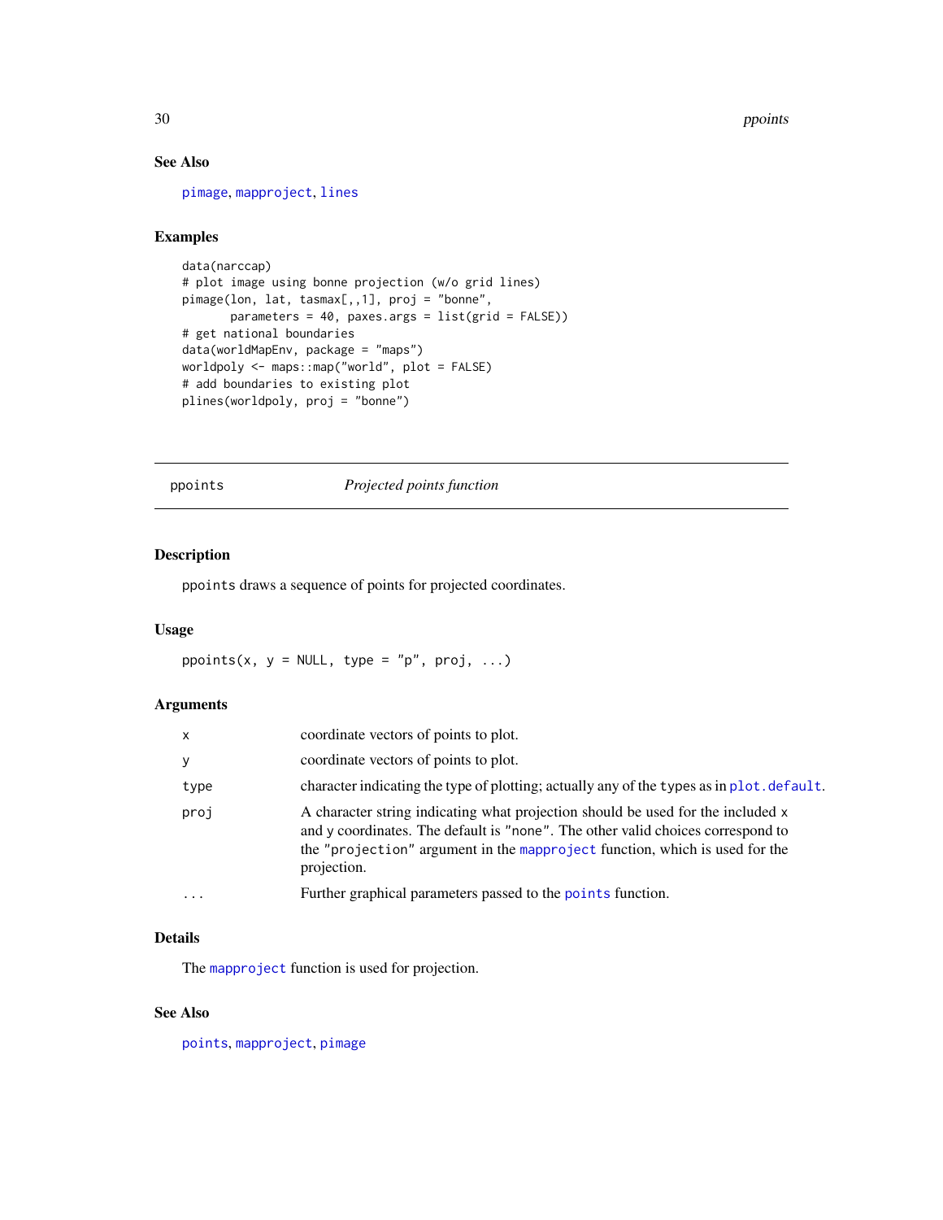## See Also

pimage, mapproject, lines

## Examples

```
data(narccap)
# plot image using bonne projection (w/o grid lines)
pimage(lon, lat, tasmax[,,1], proj = "bonne",
       parameters = 40, paxes.args = list(grid = FALSE))
# get national boundaries
data(worldMapEnv, package = "maps")
worldpoly <- maps::map("world", plot = FALSE)
# add boundaries to existing plot
plines(worldpoly, proj = "bonne")
```

---

# ppoints *Projected points function*

---

## Description

ppoints draws a sequence of points for projected coordinates.

## Usage

```
ppoints(x, y = NULL, type = "p", proj, ...)
```

## Arguments

| | |
|---|---|
| x | coordinate vectors of points to plot. |
| y | coordinate vectors of points to plot. |
| type | character indicating the type of plotting; actually any of the types as in plot.default. |
| proj | A character string indicating what projection should be used for the included x and y coordinates. The default is "none". The other valid choices correspond to the "projection" argument in the mapproject function, which is used for the projection. |
| ... | Further graphical parameters passed to the points function. |

## Details

The mapproject function is used for projection.

## See Also

points, mapproject, pimage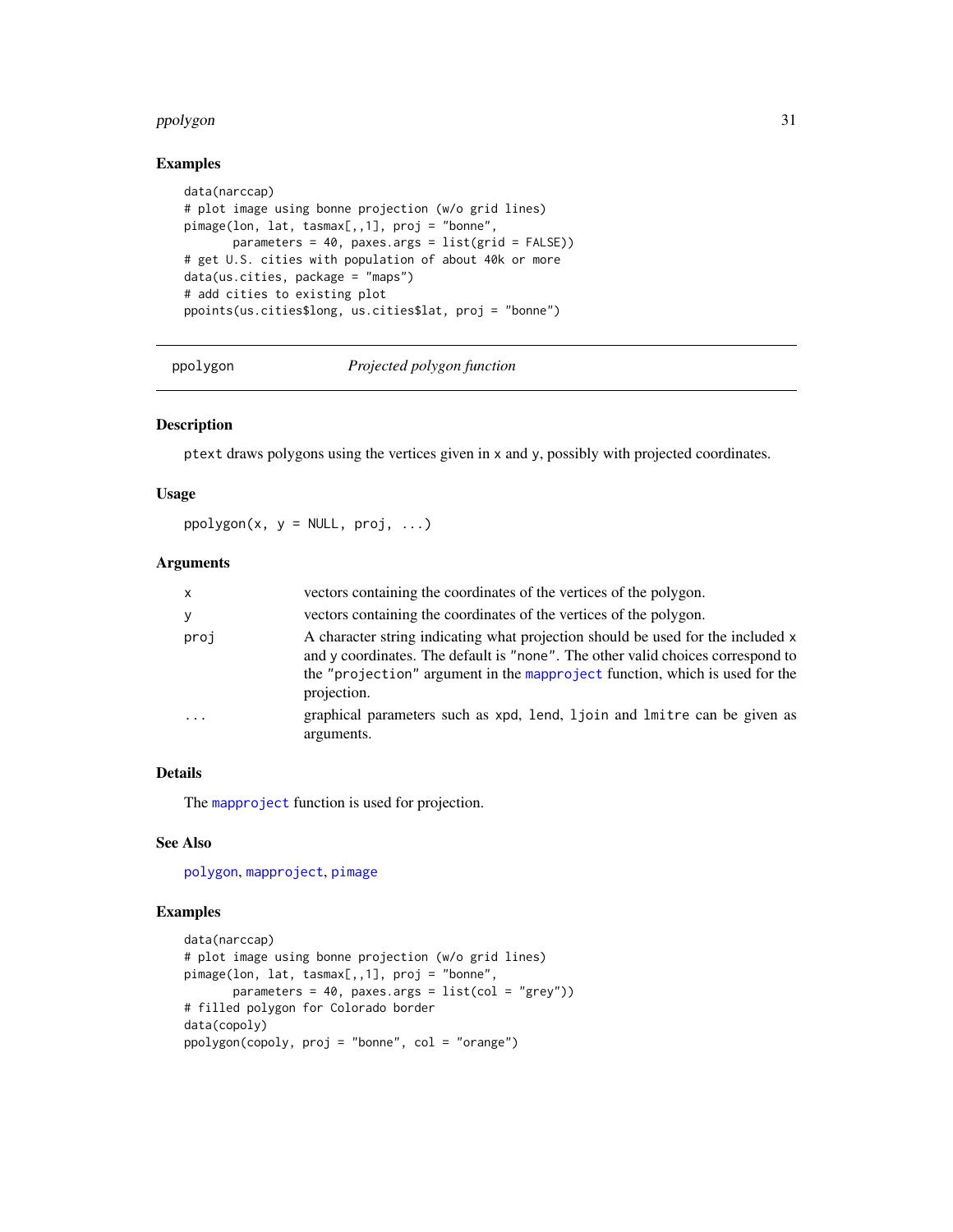## Examples

```
data(narccap)
# plot image using bonne projection (w/o grid lines)
pimage(lon, lat, tasmax[,,1], proj = "bonne",
       parameters = 40, paxes.args = list(grid = FALSE))
# get U.S. cities with population of about 40k or more
data(us.cities, package = "maps")
# add cities to existing plot
ppoints(us.cities$long, us.cities$lat, proj = "bonne")
```

---

# ppolygon — *Projected polygon function*

## Description

ptext draws polygons using the vertices given in x and y, possibly with projected coordinates.

## Usage

```
ppolygon(x, y = NULL, proj, ...)
```

## Arguments

| | |
|---|---|
| x | vectors containing the coordinates of the vertices of the polygon. |
| y | vectors containing the coordinates of the vertices of the polygon. |
| proj | A character string indicating what projection should be used for the included x and y coordinates. The default is "none". The other valid choices correspond to the "projection" argument in the mapproject function, which is used for the projection. |
| ... | graphical parameters such as xpd, lend, ljoin and lmitre can be given as arguments. |

## Details

The mapproject function is used for projection.

## See Also

polygon, mapproject, pimage

## Examples

```
data(narccap)
# plot image using bonne projection (w/o grid lines)
pimage(lon, lat, tasmax[,,1], proj = "bonne",
       parameters = 40, paxes.args = list(col = "grey"))
# filled polygon for Colorado border
data(copoly)
ppolygon(copoly, proj = "bonne", col = "orange")
```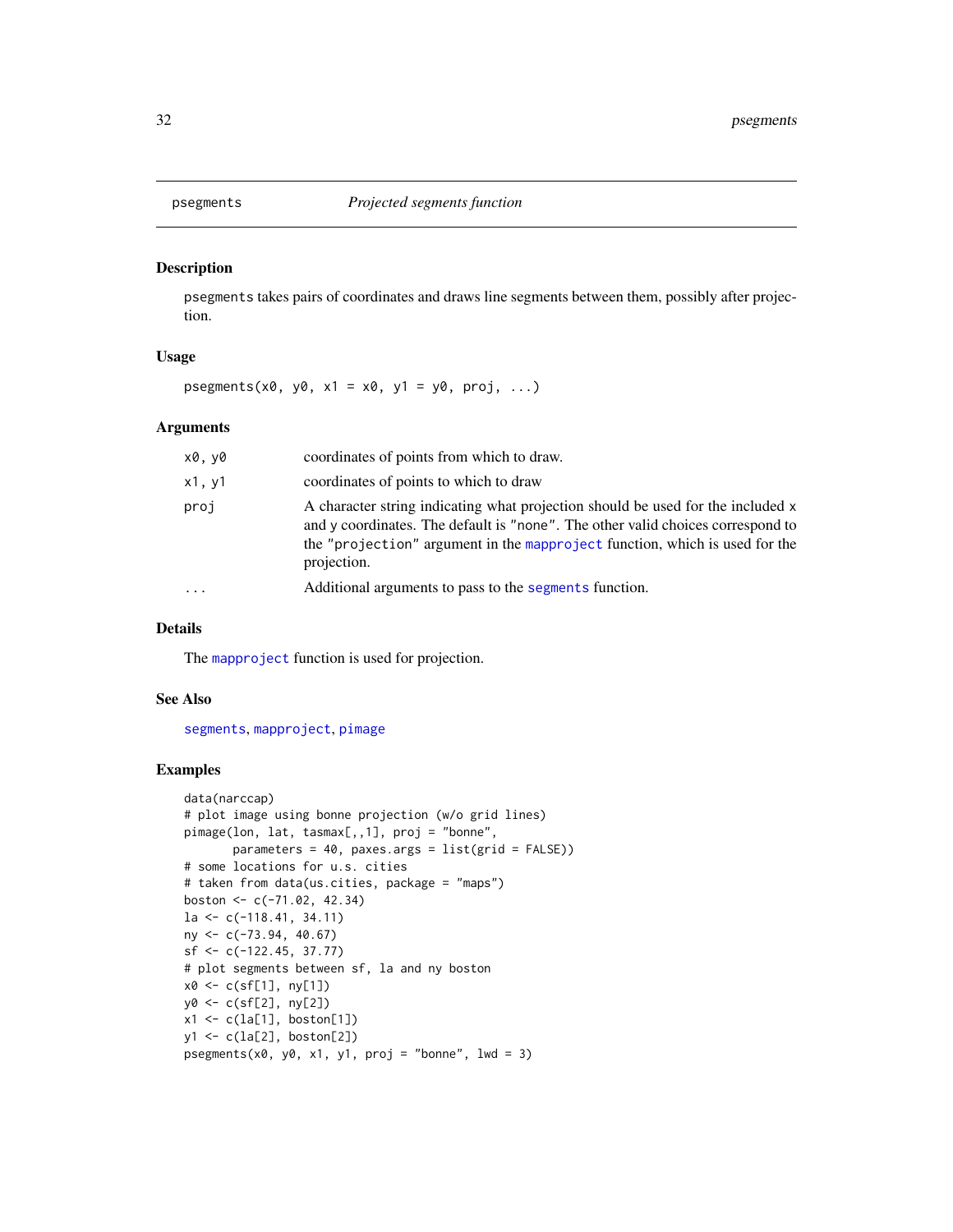# psegments — *Projected segments function*

## Description

psegments takes pairs of coordinates and draws line segments between them, possibly after projection.

## Usage

```
psegments(x0, y0, x1 = x0, y1 = y0, proj, ...)
```

## Arguments

| | |
|---|---|
| x0, y0 | coordinates of points from which to draw. |
| x1, y1 | coordinates of points to which to draw |
| proj | A character string indicating what projection should be used for the included x and y coordinates. The default is "none". The other valid choices correspond to the "projection" argument in the mapproject function, which is used for the projection. |
| ... | Additional arguments to pass to the segments function. |

## Details

The mapproject function is used for projection.

## See Also

segments, mapproject, pimage

## Examples

```
data(narccap)
# plot image using bonne projection (w/o grid lines)
pimage(lon, lat, tasmax[,,1], proj = "bonne",
       parameters = 40, paxes.args = list(grid = FALSE))
# some locations for u.s. cities
# taken from data(us.cities, package = "maps")
boston <- c(-71.02, 42.34)
la <- c(-118.41, 34.11)
ny <- c(-73.94, 40.67)
sf <- c(-122.45, 37.77)
# plot segments between sf, la and ny boston
x0 <- c(sf[1], ny[1])
y0 <- c(sf[2], ny[2])
x1 <- c(la[1], boston[1])
y1 <- c(la[2], boston[2])
psegments(x0, y0, x1, y1, proj = "bonne", lwd = 3)
```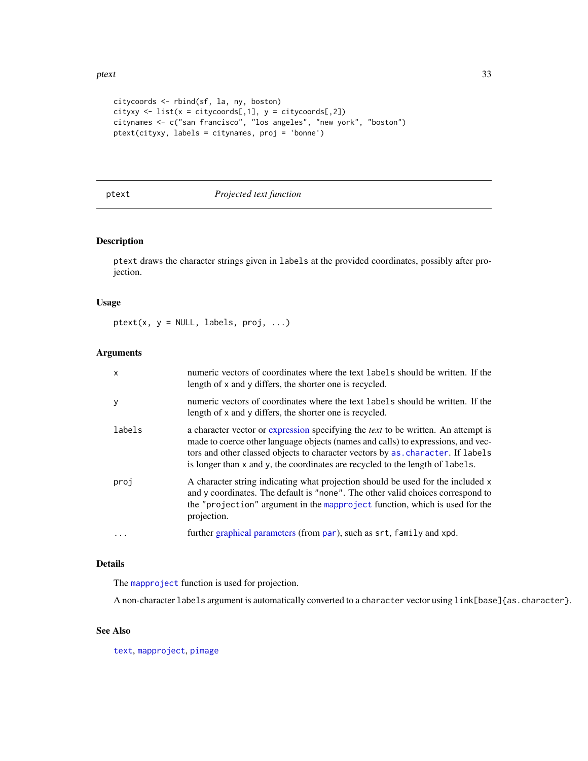```
citycoords <- rbind(sf, la, ny, boston)
cityxy <- list(x = citycoords[,1], y = citycoords[,2])
citynames <- c("san francisco", "los angeles", "new york", "boston")
ptext(cityxy, labels = citynames, proj = 'bonne')
```

## ptext — *Projected text function*

### Description

ptext draws the character strings given in labels at the provided coordinates, possibly after projection.

### Usage

```
ptext(x, y = NULL, labels, proj, ...)
```

### Arguments

| | |
|---|---|
| x | numeric vectors of coordinates where the text labels should be written. If the length of x and y differs, the shorter one is recycled. |
| y | numeric vectors of coordinates where the text labels should be written. If the length of x and y differs, the shorter one is recycled. |
| labels | a character vector or expression specifying the *text* to be written. An attempt is made to coerce other language objects (names and calls) to expressions, and vectors and other classed objects to character vectors by as.character. If labels is longer than x and y, the coordinates are recycled to the length of labels. |
| proj | A character string indicating what projection should be used for the included x and y coordinates. The default is "none". The other valid choices correspond to the "projection" argument in the mapproject function, which is used for the projection. |
| ... | further graphical parameters (from par), such as srt, family and xpd. |

### Details

The mapproject function is used for projection.

A non-character labels argument is automatically converted to a character vector using link[base]{as.character}.

### See Also

text, mapproject, pimage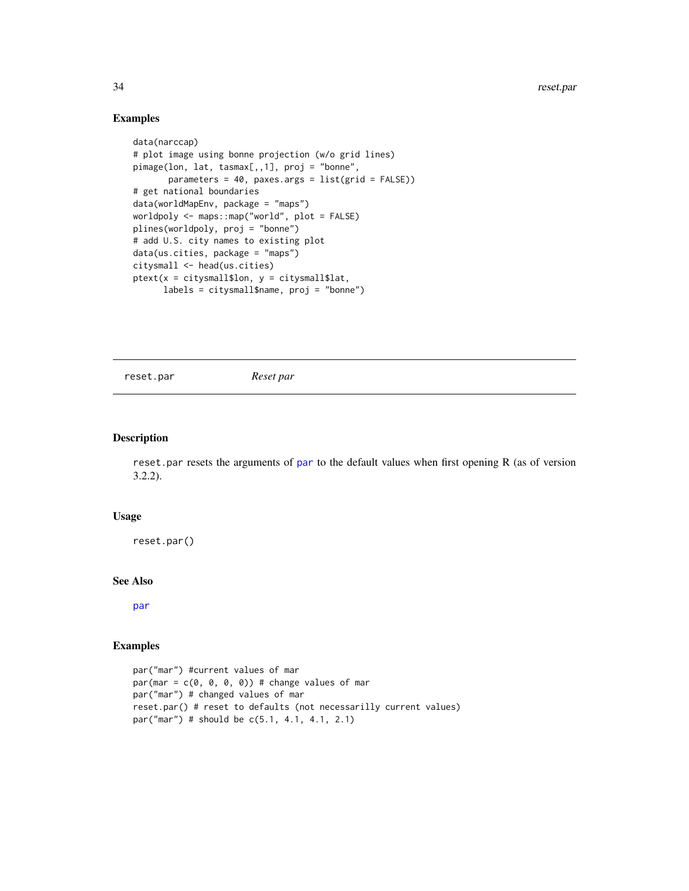## Examples

```
data(narccap)
# plot image using bonne projection (w/o grid lines)
pimage(lon, lat, tasmax[,,1], proj = "bonne",
       parameters = 40, paxes.args = list(grid = FALSE))
# get national boundaries
data(worldMapEnv, package = "maps")
worldpoly <- maps::map("world", plot = FALSE)
plines(worldpoly, proj = "bonne")
# add U.S. city names to existing plot
data(us.cities, package = "maps")
citysmall <- head(us.cities)
ptext(x = citysmall$lon, y = citysmall$lat,
      labels = citysmall$name, proj = "bonne")
```

---

reset.par *Reset par*

---

## Description

reset.par resets the arguments of par to the default values when first opening R (as of version 3.2.2).

## Usage

```
reset.par()
```

## See Also

par

## Examples

```
par("mar") #current values of mar
par(mar = c(0, 0, 0, 0)) # change values of mar
par("mar") # changed values of mar
reset.par() # reset to defaults (not necessarilly current values)
par("mar") # should be c(5.1, 4.1, 4.1, 2.1)
```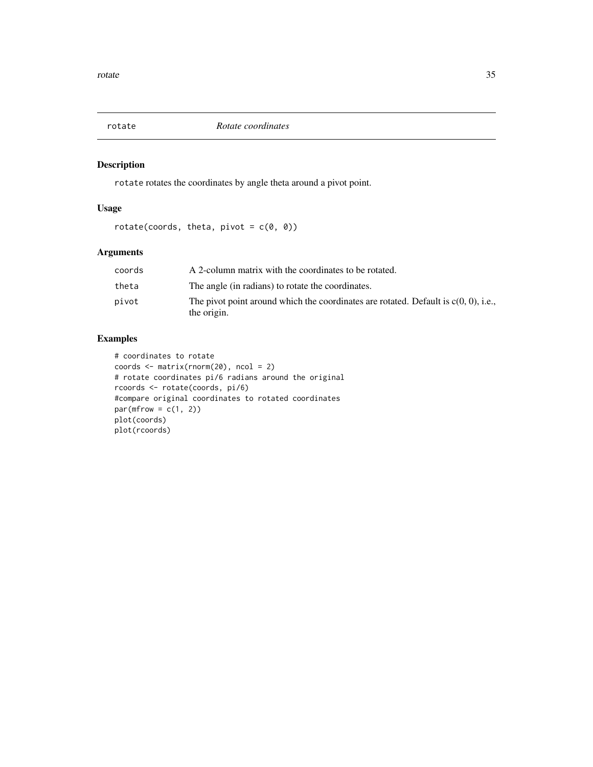# rotate — *Rotate coordinates*

## Description

`rotate` rotates the coordinates by angle theta around a pivot point.

## Usage

```
rotate(coords, theta, pivot = c(0, 0))
```

## Arguments

| | |
|---|---|
| `coords` | A 2-column matrix with the coordinates to be rotated. |
| `theta` | The angle (in radians) to rotate the coordinates. |
| `pivot` | The pivot point around which the coordinates are rotated. Default is c(0, 0), i.e., the origin. |

## Examples

```
# coordinates to rotate
coords <- matrix(rnorm(20), ncol = 2)
# rotate coordinates pi/6 radians around the original
rcoords <- rotate(coords, pi/6)
#compare original coordinates to rotated coordinates
par(mfrow = c(1, 2))
plot(coords)
plot(rcoords)
```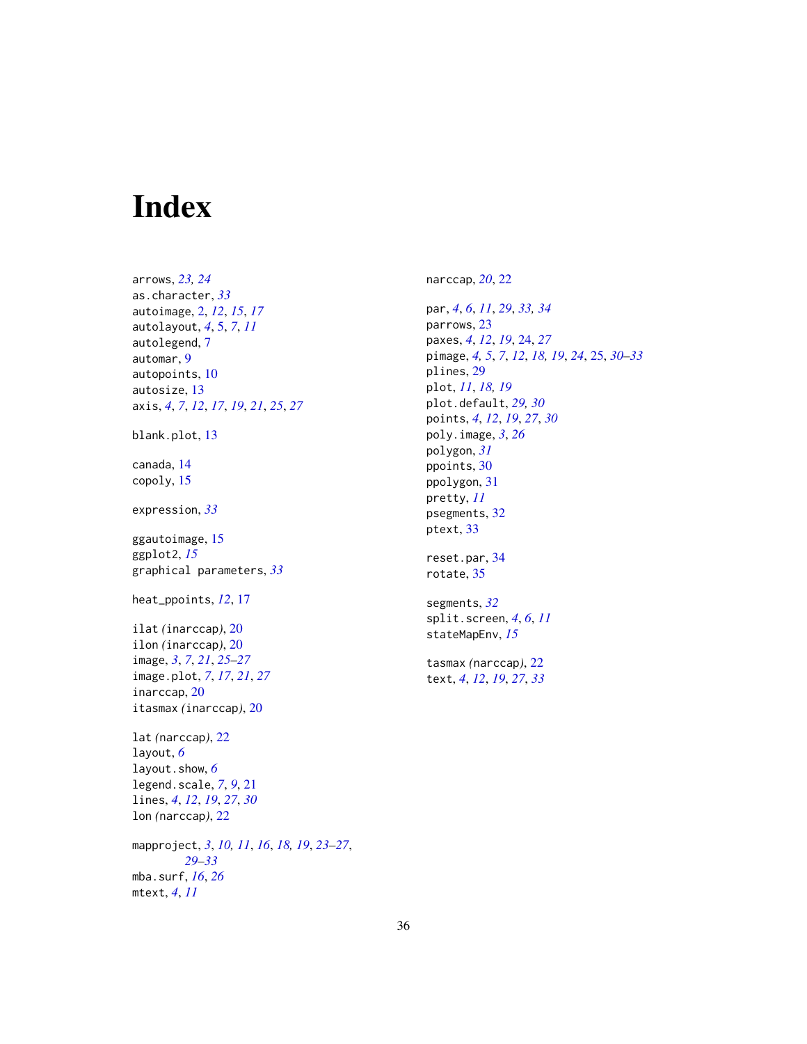# Index

arrows, *23, 24*
as.character, *33*
autoimage, 2, *12*, *15*, *17*
autolayout, *4*, 5, *7*, *11*
autolegend, 7
automar, 9
autopoints, 10
autosize, 13
axis, *4*, *7*, *12*, *17*, *19*, *21*, *25*, *27*

blank.plot, 13

canada, 14
copoly, 15

expression, *33*

ggautoimage, 15
ggplot2, *15*
graphical parameters, *33*

heat_ppoints, *12*, 17

ilat *(*inarccap*)*, 20
ilon *(*inarccap*)*, 20
image, *3*, *7*, *21*, *25–27*
image.plot, *7*, *17*, *21*, *27*
inarccap, 20
itasmax *(*inarccap*)*, 20

lat *(*narccap*)*, 22
layout, *6*
layout.show, *6*
legend.scale, *7*, *9*, 21
lines, *4*, *12*, *19*, *27*, *30*
lon *(*narccap*)*, 22

mapproject, *3*, *10, 11*, *16*, *18, 19*, *23–27*, *29–33*
mba.surf, *16*, *26*
mtext, *4*, *11*

narccap, *20*, 22

par, *4*, *6*, *11*, *29*, *33, 34*
parrows, 23
paxes, *4*, *12*, *19*, 24, *27*
pimage, *4, 5*, *7*, *12*, *18, 19*, *24*, 25, *30–33*
plines, 29
plot, *11*, *18, 19*
plot.default, *29, 30*
points, *4*, *12*, *19*, *27*, *30*
poly.image, *3*, *26*
polygon, *31*
ppoints, 30
ppolygon, 31
pretty, *11*
psegments, 32
ptext, 33

reset.par, 34
rotate, 35

segments, *32*
split.screen, *4*, *6*, *11*
stateMapEnv, *15*

tasmax *(*narccap*)*, 22
text, *4*, *12*, *19*, *27*, *33*